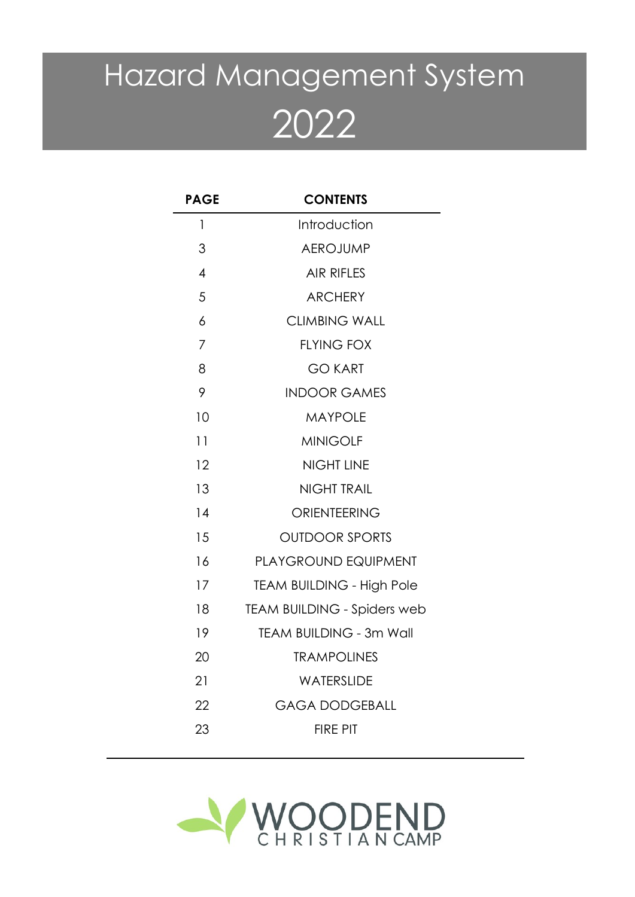# Hazard Management System 2022

| PAGE | CONTENTS |
|---|---|
| 1 | Introduction |
| 3 | AEROJUMP |
| 4 | AIR RIFLES |
| 5 | ARCHERY |
| 6 | CLIMBING WALL |
| 7 | FLYING FOX |
| 8 | GO KART |
| 9 | INDOOR GAMES |
| 10 | MAYPOLE |
| 11 | MINIGOLF |
| 12 | NIGHT LINE |
| 13 | NIGHT TRAIL |
| 14 | ORIENTEERING |
| 15 | OUTDOOR SPORTS |
| 16 | PLAYGROUND EQUIPMENT |
| 17 | TEAM BUILDING - High Pole |
| 18 | TEAM BUILDING - Spiders web |
| 19 | TEAM BUILDING - 3m Wall |
| 20 | TRAMPOLINES |
| 21 | WATERSLIDE |
| 22 | GAGA DODGEBALL |
| 23 | FIRE PIT |

WOODEND CHRISTIAN CAMP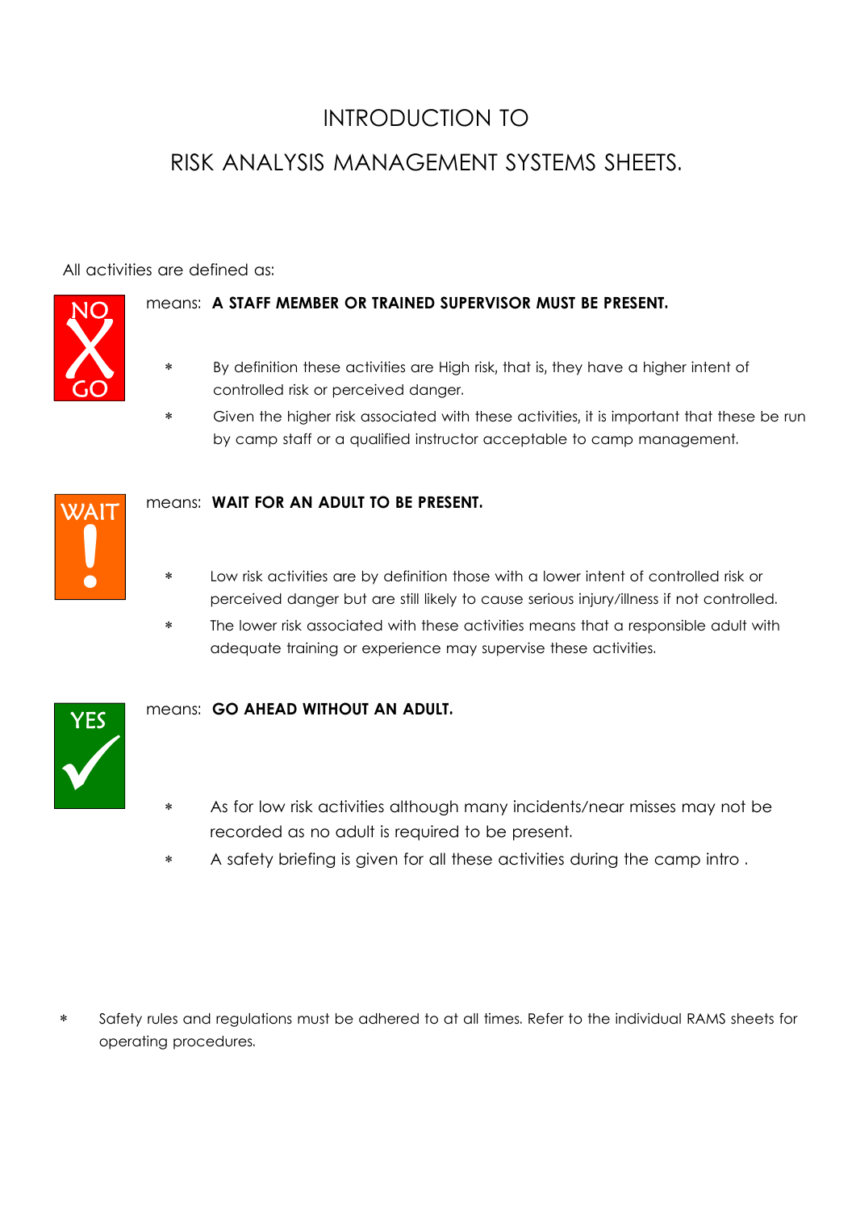# INTRODUCTION TO

# RISK ANALYSIS MANAGEMENT SYSTEMS SHEETS.

All activities are defined as:

NO GO

means: **A STAFF MEMBER OR TRAINED SUPERVISOR MUST BE PRESENT.**

- By definition these activities are High risk, that is, they have a higher intent of controlled risk or perceived danger.
- Given the higher risk associated with these activities, it is important that these be run by camp staff or a qualified instructor acceptable to camp management.

WAIT !

means: **WAIT FOR AN ADULT TO BE PRESENT.**

- Low risk activities are by definition those with a lower intent of controlled risk or perceived danger but are still likely to cause serious injury/illness if not controlled.
- The lower risk associated with these activities means that a responsible adult with adequate training or experience may supervise these activities.

YES ✓

means: **GO AHEAD WITHOUT AN ADULT.**

- As for low risk activities although many incidents/near misses may not be recorded as no adult is required to be present.
- A safety briefing is given for all these activities during the camp intro .

- Safety rules and regulations must be adhered to at all times. Refer to the individual RAMS sheets for operating procedures.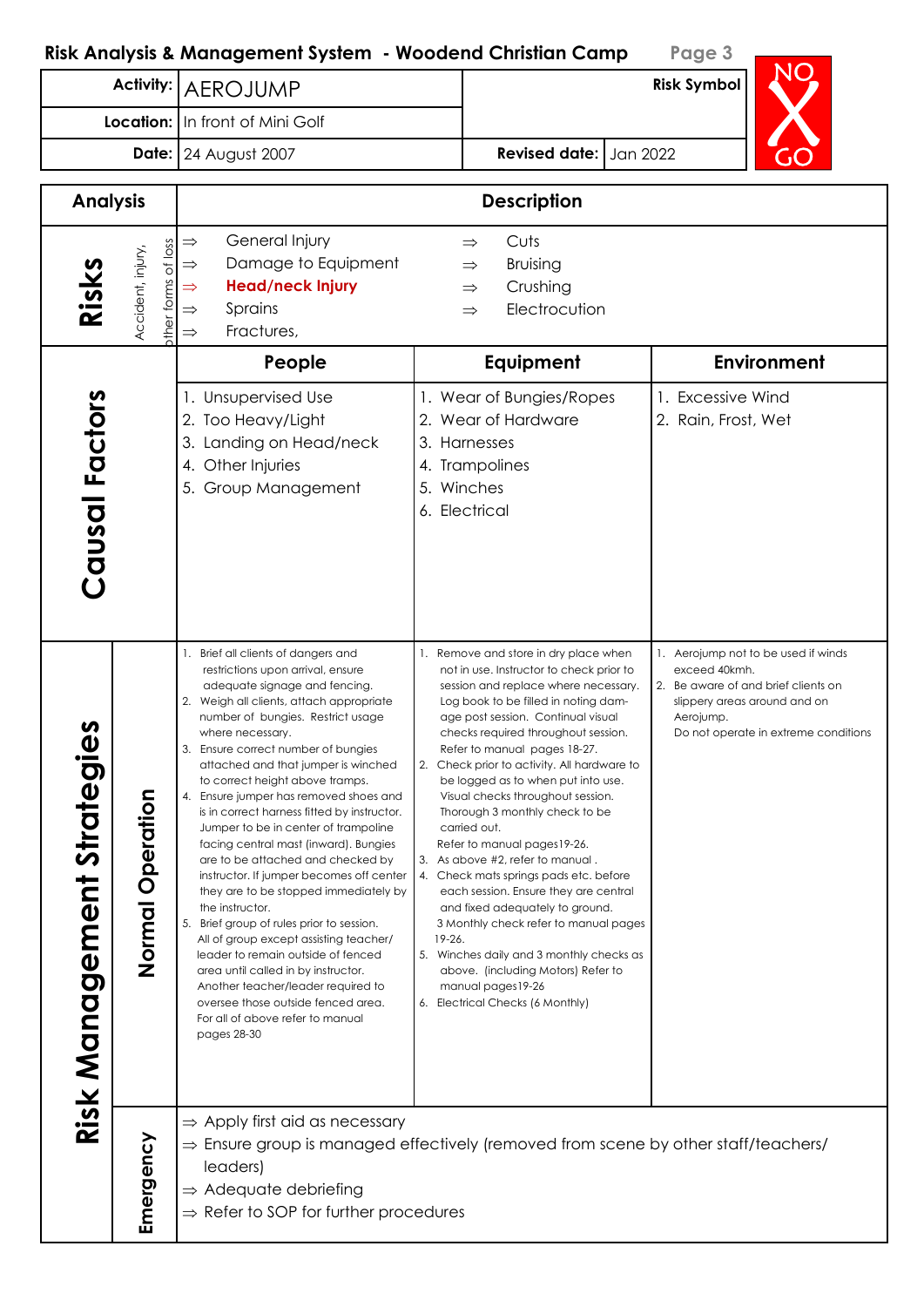## Risk Analysis & Management System - Woodend Christian Camp

| | | | |
|---|---|---|---|
| **Activity:** | AEROJUMP | **Risk Symbol** | NO GO |
| **Location:** | In front of Mini Golf | | |
| **Date:** | 24 August 2007 | **Revised date:** | Jan 2022 |

| Analysis | | Description | | |
|---|---|---|---|---|
| **Risks** | Accident, injury, other forms of loss | ⇒ General Injury<br>⇒ Damage to Equipment<br>⇒ **Head/neck Injury**<br>⇒ Sprains<br>⇒ Fractures, | ⇒ Cuts<br>⇒ Bruising<br>⇒ Crushing<br>⇒ Electrocution | |
| | | **People** | **Equipment** | **Environment** |
| **Causal Factors** | | 1. Unsupervised Use<br>2. Too Heavy/Light<br>3. Landing on Head/neck<br>4. Other Injuries<br>5. Group Management | 1. Wear of Bungies/Ropes<br>2. Wear of Hardware<br>3. Harnesses<br>4. Trampolines<br>5. Winches<br>6. Electrical | 1. Excessive Wind<br>2. Rain, Frost, Wet |
| **Risk Management Strategies** | **Normal Operation** | 1. Brief all clients of dangers and restrictions upon arrival, ensure adequate signage and fencing.<br>2. Weigh all clients, attach appropriate number of bungies. Restrict usage where necessary.<br>3. Ensure correct number of bungies attached and that jumper is winched to correct height above tramps.<br>4. Ensure jumper has removed shoes and is in correct harness fitted by instructor. Jumper to be in center of trampoline facing central mast (inward). Bungies are to be attached and checked by instructor. If jumper becomes off center they are to be stopped immediately by the instructor.<br>5. Brief group of rules prior to session. All of group except assisting teacher/leader to remain outside of fenced area until called in by instructor. Another teacher/leader required to oversee those outside fenced area.<br>For all of above refer to manual pages 28-30 | 1. Remove and store in dry place when not in use. Instructor to check prior to session and replace where necessary. Log book to be filled in noting damage post session. Continual visual checks required throughout session. Refer to manual pages 18-27.<br>2. Check prior to activity. All hardware to be logged as to when put into use. Visual checks throughout session. Thorough 3 monthly check to be carried out.<br>Refer to manual pages19-26.<br>3. As above #2, refer to manual .<br>4. Check mats springs pads etc. before each session. Ensure they are central and fixed adequately to ground.<br>3 Monthly check refer to manual pages 19-26.<br>5. Winches daily and 3 monthly checks as above. (including Motors) Refer to manual pages19-26<br>6. Electrical Checks (6 Monthly) | 1. Aerojump not to be used if winds exceed 40kmh.<br>2. Be aware of and brief clients on slippery areas around and on Aerojump.<br>Do not operate in extreme conditions |
| | **Emergency** | ⇒ Apply first aid as necessary<br>⇒ Ensure group is managed effectively (removed from scene by other staff/teachers/leaders)<br>⇒ Adequate debriefing<br>⇒ Refer to SOP for further procedures | | |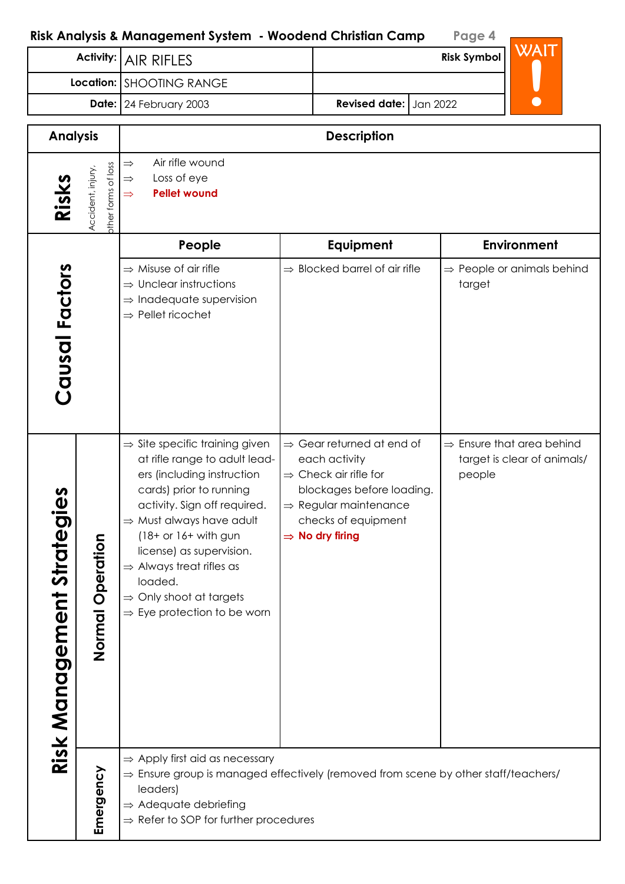## Risk Analysis & Management System - Woodend Christian Camp

| | | | |
|---|---|---|---|
| **Activity:** | AIR RIFLES | **Risk Symbol** | WAIT ! |
| **Location:** | SHOOTING RANGE | | |
| **Date:** | 24 February 2003 | **Revised date:** | Jan 2022 |

| Analysis | | Description | | |
|---|---|---|---|---|
| **Risks** | Accident, injury, other forms of loss | ⇒ Air rifle wound<br>⇒ Loss of eye<br>⇒ **Pellet wound** | | |
| | | **People** | **Equipment** | **Environment** |
| **Causal Factors** | | ⇒ Misuse of air rifle<br>⇒ Unclear instructions<br>⇒ Inadequate supervision<br>⇒ Pellet ricochet | ⇒ Blocked barrel of air rifle | ⇒ People or animals behind target |
| **Risk Management Strategies** | **Normal Operation** | ⇒ Site specific training given at rifle range to adult leaders (including instruction cards) prior to running activity. Sign off required.<br>⇒ Must always have adult (18+ or 16+ with gun license) as supervision.<br>⇒ Always treat rifles as loaded.<br>⇒ Only shoot at targets<br>⇒ Eye protection to be worn | ⇒ Gear returned at end of each activity<br>⇒ Check air rifle for blockages before loading.<br>⇒ Regular maintenance checks of equipment<br>⇒ **No dry firing** | ⇒ Ensure that area behind target is clear of animals/ people |
| | **Emergency** | ⇒ Apply first aid as necessary<br>⇒ Ensure group is managed effectively (removed from scene by other staff/teachers/ leaders)<br>⇒ Adequate debriefing<br>⇒ Refer to SOP for further procedures | | |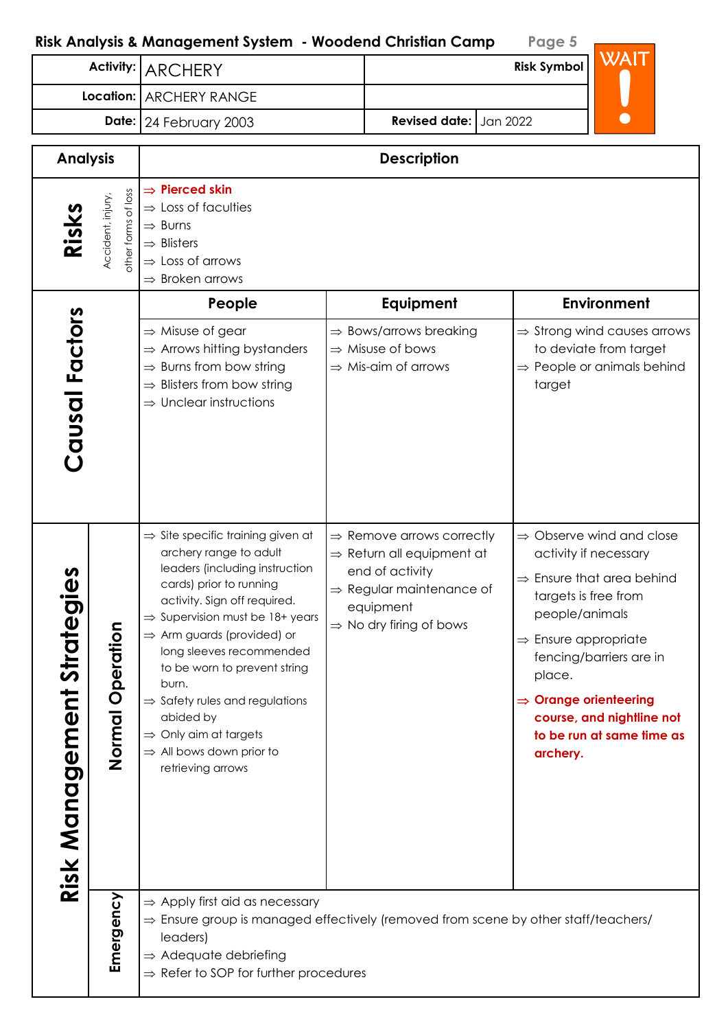## Risk Analysis & Management System - Woodend Christian Camp

| | | | |
|---|---|---|---|
| **Activity:** | ARCHERY | **Risk Symbol** | WAIT ! |
| **Location:** | ARCHERY RANGE | | |
| **Date:** | 24 February 2003 | **Revised date:** | Jan 2022 |

| Analysis | | Description | | |
|---|---|---|---|---|
| **Risks** | Accident, injury, other forms of loss | ⇒ **Pierced skin**<br>⇒ Loss of faculties<br>⇒ Burns<br>⇒ Blisters<br>⇒ Loss of arrows<br>⇒ Broken arrows | | |
| | | **People** | **Equipment** | **Environment** |
| **Causal Factors** | | ⇒ Misuse of gear<br>⇒ Arrows hitting bystanders<br>⇒ Burns from bow string<br>⇒ Blisters from bow string<br>⇒ Unclear instructions | ⇒ Bows/arrows breaking<br>⇒ Misuse of bows<br>⇒ Mis-aim of arrows | ⇒ Strong wind causes arrows to deviate from target<br>⇒ People or animals behind target |
| **Risk Management Strategies** | **Normal Operation** | ⇒ Site specific training given at archery range to adult leaders (including instruction cards) prior to running activity. Sign off required.<br>⇒ Supervision must be 18+ years<br>⇒ Arm guards (provided) or long sleeves recommended to be worn to prevent string burn.<br>⇒ Safety rules and regulations abided by<br>⇒ Only aim at targets<br>⇒ All bows down prior to retrieving arrows | ⇒ Remove arrows correctly<br>⇒ Return all equipment at end of activity<br>⇒ Regular maintenance of equipment<br>⇒ No dry firing of bows | ⇒ Observe wind and close activity if necessary<br>⇒ Ensure that area behind targets is free from people/animals<br>⇒ Ensure appropriate fencing/barriers are in place.<br>⇒ **Orange orienteering course, and nightline not to be run at same time as archery.** |
| | **Emergency** | ⇒ Apply first aid as necessary<br>⇒ Ensure group is managed effectively (removed from scene by other staff/teachers/ leaders)<br>⇒ Adequate debriefing<br>⇒ Refer to SOP for further procedures | | |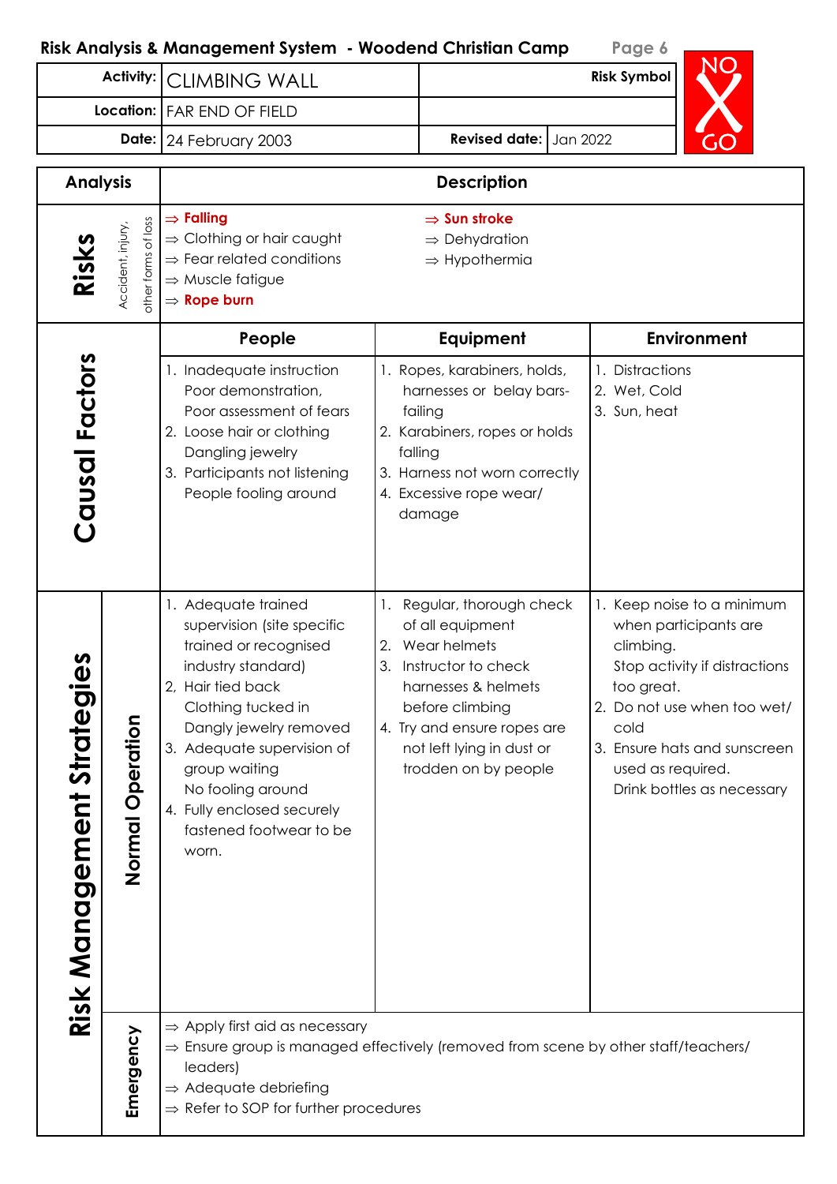## Risk Analysis & Management System - Woodend Christian Camp

| | | | |
|---|---|---|---|
| **Activity:** | CLIMBING WALL | **Risk Symbol** | NO GO |
| **Location:** | FAR END OF FIELD | | |
| **Date:** | 24 February 2003 | **Revised date:** | Jan 2022 |

| Analysis | | Description | | |
|---|---|---|---|---|
| **Risks** | Accident, injury, other forms of loss | ⇒ **Falling**<br>⇒ Clothing or hair caught<br>⇒ Fear related conditions<br>⇒ Muscle fatigue<br>⇒ **Rope burn** | ⇒ **Sun stroke**<br>⇒ Dehydration<br>⇒ Hypothermia | |
| | | **People** | **Equipment** | **Environment** |
| **Causal Factors** | | 1. Inadequate instruction<br>Poor demonstration,<br>Poor assessment of fears<br>2. Loose hair or clothing<br>Dangling jewelry<br>3. Participants not listening<br>People fooling around | 1. Ropes, karabiners, holds, harnesses or belay bars- failing<br>2. Karabiners, ropes or holds falling<br>3. Harness not worn correctly<br>4. Excessive rope wear/ damage | 1. Distractions<br>2. Wet, Cold<br>3. Sun, heat |
| **Risk Management Strategies** | **Normal Operation** | 1. Adequate trained supervision (site specific trained or recognised industry standard)<br>2, Hair tied back<br>Clothing tucked in<br>Dangly jewelry removed<br>3. Adequate supervision of group waiting<br>No fooling around<br>4. Fully enclosed securely fastened footwear to be worn. | 1. Regular, thorough check of all equipment<br>2. Wear helmets<br>3. Instructor to check harnesses & helmets before climbing<br>4. Try and ensure ropes are not left lying in dust or trodden on by people | 1. Keep noise to a minimum when participants are climbing.<br>Stop activity if distractions too great.<br>2. Do not use when too wet/ cold<br>3. Ensure hats and sunscreen used as required.<br>Drink bottles as necessary |
| | **Emergency** | ⇒ Apply first aid as necessary<br>⇒ Ensure group is managed effectively (removed from scene by other staff/teachers/ leaders)<br>⇒ Adequate debriefing<br>⇒ Refer to SOP for further procedures | | |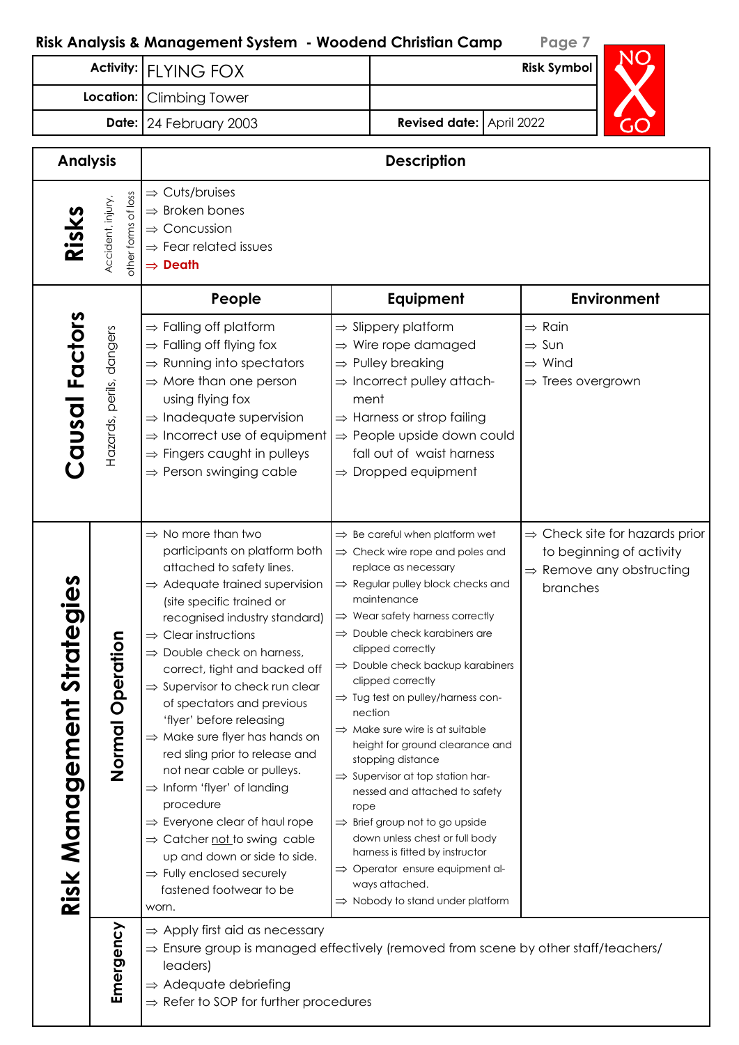## Risk Analysis & Management System - Woodend Christian Camp

| | | | | |
|---|---|---|---|---|
| **Activity:** | FLYING FOX | | **Risk Symbol** | NO GO |
| **Location:** | Climbing Tower | | | |
| **Date:** | 24 February 2003 | **Revised date:** | April 2022 | |

| **Analysis** | | **Description** | | |
|---|---|---|---|---|
| **Risks** | Accident, injury, other forms of loss | ⇒ Cuts/bruises<br>⇒ Broken bones<br>⇒ Concussion<br>⇒ Fear related issues<br>⇒ **Death** | | |
| | | **People** | **Equipment** | **Environment** |
| **Causal Factors** | Hazards, perils, dangers | ⇒ Falling off platform<br>⇒ Falling off flying fox<br>⇒ Running into spectators<br>⇒ More than one person using flying fox<br>⇒ Inadequate supervision<br>⇒ Incorrect use of equipment<br>⇒ Fingers caught in pulleys<br>⇒ Person swinging cable | ⇒ Slippery platform<br>⇒ Wire rope damaged<br>⇒ Pulley breaking<br>⇒ Incorrect pulley attachment<br>⇒ Harness or strop failing<br>⇒ People upside down could fall out of waist harness<br>⇒ Dropped equipment | ⇒ Rain<br>⇒ Sun<br>⇒ Wind<br>⇒ Trees overgrown |
| **Risk Management Strategies** | **Normal Operation** | ⇒ No more than two participants on platform both attached to safety lines.<br>⇒ Adequate trained supervision (site specific trained or recognised industry standard)<br>⇒ Clear instructions<br>⇒ Double check on harness, correct, tight and backed off<br>⇒ Supervisor to check run clear of spectators and previous 'flyer' before releasing<br>⇒ Make sure flyer has hands on red sling prior to release and not near cable or pulleys.<br>⇒ Inform 'flyer' of landing procedure<br>⇒ Everyone clear of haul rope<br>⇒ Catcher not to swing cable up and down or side to side.<br>⇒ Fully enclosed securely fastened footwear to be worn. | ⇒ Be careful when platform wet<br>⇒ Check wire rope and poles and replace as necessary<br>⇒ Regular pulley block checks and maintenance<br>⇒ Wear safety harness correctly<br>⇒ Double check karabiners are clipped correctly<br>⇒ Double check backup karabiners clipped correctly<br>⇒ Tug test on pulley/harness connection<br>⇒ Make sure wire is at suitable height for ground clearance and stopping distance<br>⇒ Supervisor at top station harnessed and attached to safety rope<br>⇒ Brief group not to go upside down unless chest or full body harness is fitted by instructor<br>⇒ Operator ensure equipment always attached.<br>⇒ Nobody to stand under platform | ⇒ Check site for hazards prior to beginning of activity<br>⇒ Remove any obstructing branches |
| | **Emergency** | ⇒ Apply first aid as necessary<br>⇒ Ensure group is managed effectively (removed from scene by other staff/teachers/leaders)<br>⇒ Adequate debriefing<br>⇒ Refer to SOP for further procedures | | |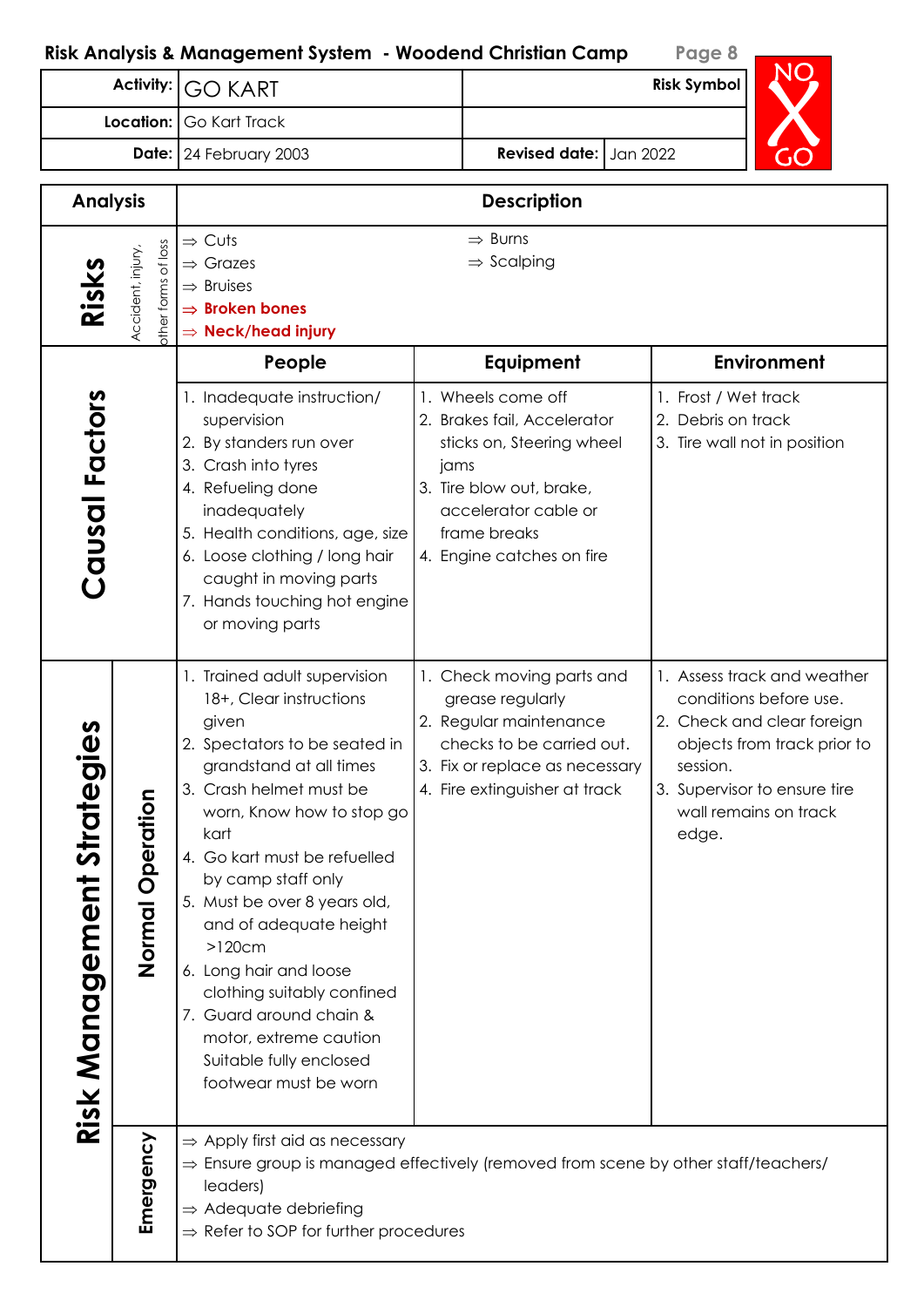## Risk Analysis & Management System - Woodend Christian Camp

| | | | | |
|---|---|---|---|---|
| **Activity:** | GO KART | | **Risk Symbol** | NO GO |
| **Location:** | Go Kart Track | | | |
| **Date:** | 24 February 2003 | **Revised date:** | Jan 2022 | |

| Analysis | | Description | | |
|---|---|---|---|---|
| **Risks** | Accident, injury, other forms of loss | ⇒ Cuts<br>⇒ Grazes<br>⇒ Bruises<br>⇒ **Broken bones**<br>⇒ **Neck/head injury** | ⇒ Burns<br>⇒ Scalping | |
| | | **People** | **Equipment** | **Environment** |
| **Causal Factors** | | 1. Inadequate instruction/ supervision<br>2. By standers run over<br>3. Crash into tyres<br>4. Refueling done inadequately<br>5. Health conditions, age, size<br>6. Loose clothing / long hair caught in moving parts<br>7. Hands touching hot engine or moving parts | 1. Wheels come off<br>2. Brakes fail, Accelerator sticks on, Steering wheel jams<br>3. Tire blow out, brake, accelerator cable or frame breaks<br>4. Engine catches on fire | 1. Frost / Wet track<br>2. Debris on track<br>3. Tire wall not in position |
| **Risk Management Strategies** | **Normal Operation** | 1. Trained adult supervision 18+, Clear instructions given<br>2. Spectators to be seated in grandstand at all times<br>3. Crash helmet must be worn, Know how to stop go kart<br>4. Go kart must be refuelled by camp staff only<br>5. Must be over 8 years old, and of adequate height >120cm<br>6. Long hair and loose clothing suitably confined<br>7. Guard around chain & motor, extreme caution Suitable fully enclosed footwear must be worn | 1. Check moving parts and grease regularly<br>2. Regular maintenance checks to be carried out.<br>3. Fix or replace as necessary<br>4. Fire extinguisher at track | 1. Assess track and weather conditions before use.<br>2. Check and clear foreign objects from track prior to session.<br>3. Supervisor to ensure tire wall remains on track edge. |
| | **Emergency** | ⇒ Apply first aid as necessary<br>⇒ Ensure group is managed effectively (removed from scene by other staff/teachers/ leaders)<br>⇒ Adequate debriefing<br>⇒ Refer to SOP for further procedures | | |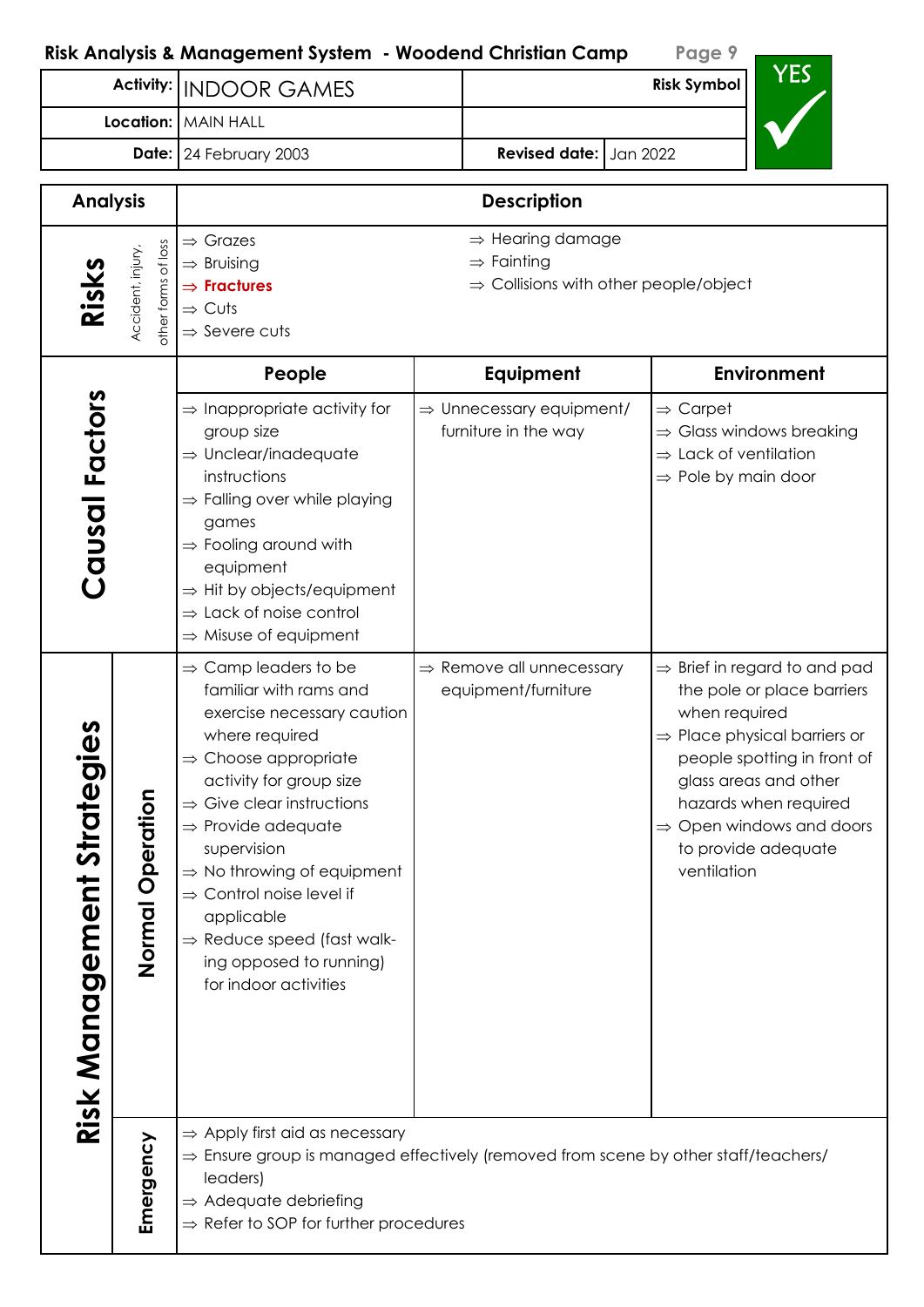## Risk Analysis & Management System - Woodend Christian Camp

| | | | |
|---|---|---|---|
| **Activity:** | INDOOR GAMES | **Risk Symbol** | YES ✓ |
| **Location:** | MAIN HALL | | |
| **Date:** | 24 February 2003 | **Revised date:** | Jan 2022 |

| Analysis | | Description | | |
|---|---|---|---|---|
| **Risks** | Accident, injury, other forms of loss | ⇒ Grazes<br>⇒ Bruising<br>⇒ **Fractures**<br>⇒ Cuts<br>⇒ Severe cuts | ⇒ Hearing damage<br>⇒ Fainting<br>⇒ Collisions with other people/object | |
| | | **People** | **Equipment** | **Environment** |
| **Causal Factors** | | ⇒ Inappropriate activity for group size<br>⇒ Unclear/inadequate instructions<br>⇒ Falling over while playing games<br>⇒ Fooling around with equipment<br>⇒ Hit by objects/equipment<br>⇒ Lack of noise control<br>⇒ Misuse of equipment | ⇒ Unnecessary equipment/ furniture in the way | ⇒ Carpet<br>⇒ Glass windows breaking<br>⇒ Lack of ventilation<br>⇒ Pole by main door |
| **Risk Management Strategies** | **Normal Operation** | ⇒ Camp leaders to be familiar with rams and exercise necessary caution where required<br>⇒ Choose appropriate activity for group size<br>⇒ Give clear instructions<br>⇒ Provide adequate supervision<br>⇒ No throwing of equipment<br>⇒ Control noise level if applicable<br>⇒ Reduce speed (fast walk-ing opposed to running) for indoor activities | ⇒ Remove all unnecessary equipment/furniture | ⇒ Brief in regard to and pad the pole or place barriers when required<br>⇒ Place physical barriers or people spotting in front of glass areas and other hazards when required<br>⇒ Open windows and doors to provide adequate ventilation |
| | **Emergency** | ⇒ Apply first aid as necessary<br>⇒ Ensure group is managed effectively (removed from scene by other staff/teachers/ leaders)<br>⇒ Adequate debriefing<br>⇒ Refer to SOP for further procedures | | |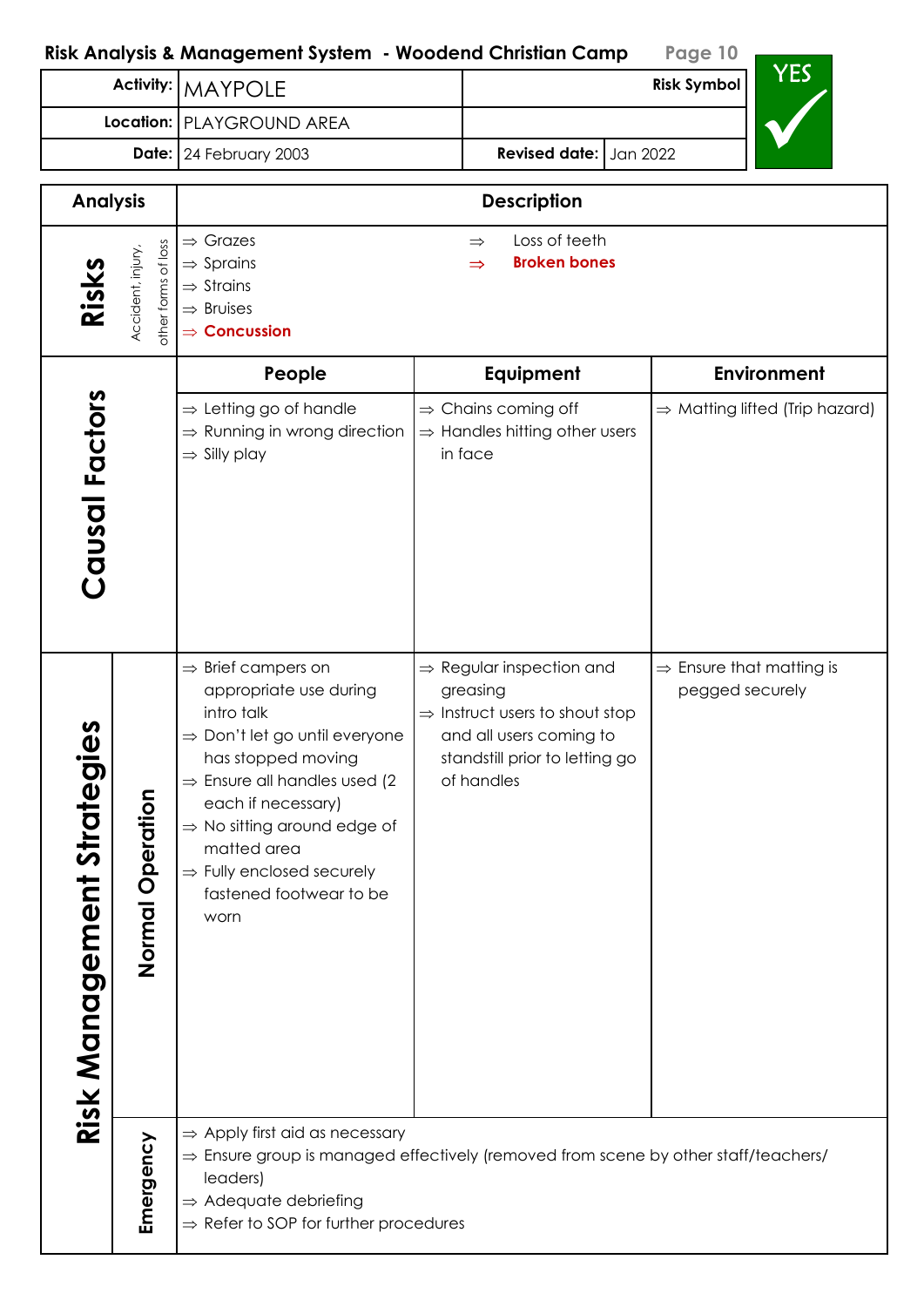## Risk Analysis & Management System - Woodend Christian Camp

| | | | |
|---|---|---|---|
| **Activity:** | MAYPOLE | **Risk Symbol** | YES ✓ |
| **Location:** | PLAYGROUND AREA | | |
| **Date:** | 24 February 2003 | **Revised date:** | Jan 2022 |

| Analysis | | Description | | |
|---|---|---|---|---|
| **Risks** | Accident, injury, other forms of loss | ⇒ Grazes<br>⇒ Sprains<br>⇒ Strains<br>⇒ Bruises<br>⇒ **Concussion** | ⇒ Loss of teeth<br>⇒ **Broken bones** | |
| **Causal Factors** | | **People** | **Equipment** | **Environment** |
| | | ⇒ Letting go of handle<br>⇒ Running in wrong direction<br>⇒ Silly play | ⇒ Chains coming off<br>⇒ Handles hitting other users in face | ⇒ Matting lifted (Trip hazard) |
| **Risk Management Strategies** | **Normal Operation** | ⇒ Brief campers on appropriate use during intro talk<br>⇒ Don't let go until everyone has stopped moving<br>⇒ Ensure all handles used (2 each if necessary)<br>⇒ No sitting around edge of matted area<br>⇒ Fully enclosed securely fastened footwear to be worn | ⇒ Regular inspection and greasing<br>⇒ Instruct users to shout stop and all users coming to standstill prior to letting go of handles | ⇒ Ensure that matting is pegged securely |
| | **Emergency** | ⇒ Apply first aid as necessary<br>⇒ Ensure group is managed effectively (removed from scene by other staff/teachers/leaders)<br>⇒ Adequate debriefing<br>⇒ Refer to SOP for further procedures | | |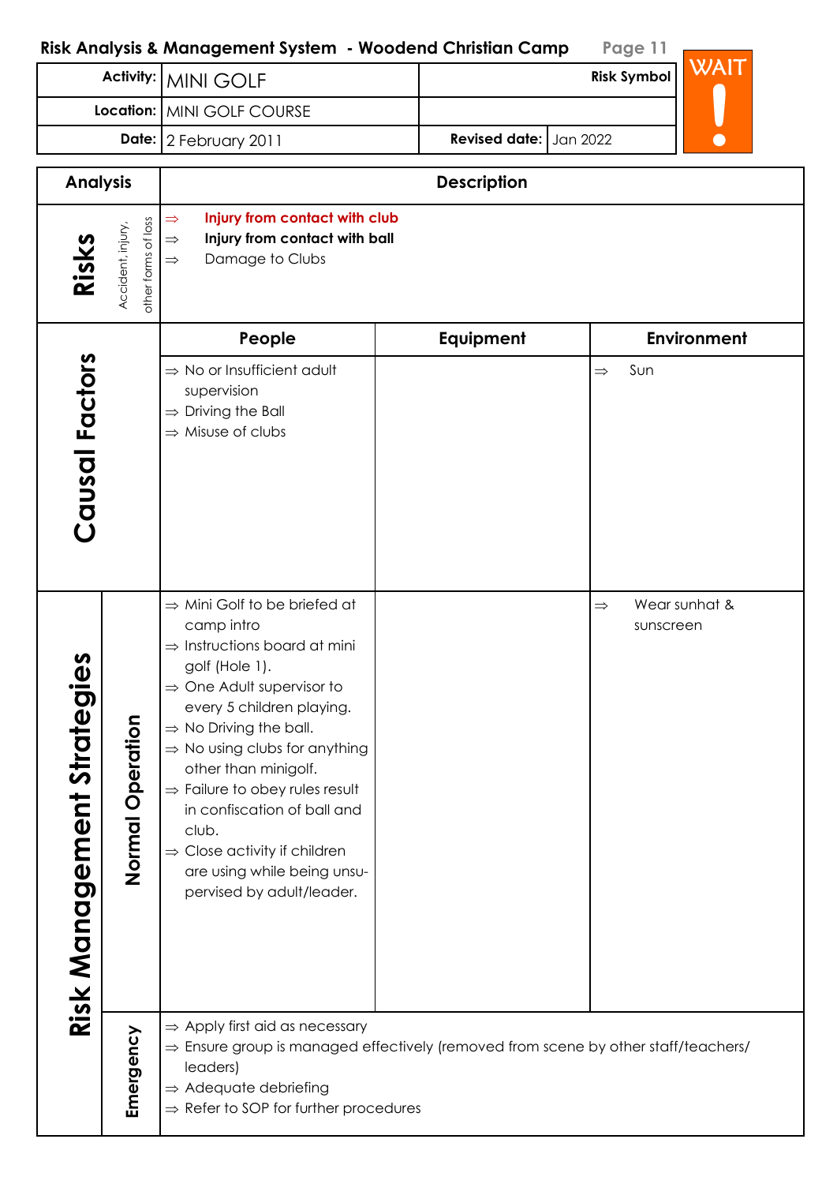## Risk Analysis & Management System - Woodend Christian Camp

| | | | |
|---|---|---|---|
| **Activity:** | MINI GOLF | **Risk Symbol** | WAIT ! |
| **Location:** | MINI GOLF COURSE | | |
| **Date:** | 2 February 2011 | **Revised date:** | Jan 2022 |

| Analysis | | Description | | |
|---|---|---|---|---|
| **Risks** | Accident, injury, other forms of loss | ⇒ **Injury from contact with club**<br>⇒ **Injury from contact with ball**<br>⇒ Damage to Clubs | | |
| | | **People** | **Equipment** | **Environment** |
| **Causal Factors** | | ⇒ No or Insufficient adult supervision<br>⇒ Driving the Ball<br>⇒ Misuse of clubs | | ⇒ Sun |
| **Risk Management Strategies** | **Normal Operation** | ⇒ Mini Golf to be briefed at camp intro<br>⇒ Instructions board at mini golf (Hole 1).<br>⇒ One Adult supervisor to every 5 children playing.<br>⇒ No Driving the ball.<br>⇒ No using clubs for anything other than minigolf.<br>⇒ Failure to obey rules result in confiscation of ball and club.<br>⇒ Close activity if children are using while being unsupervised by adult/leader. | | ⇒ Wear sunhat & sunscreen |
| | **Emergency** | ⇒ Apply first aid as necessary<br>⇒ Ensure group is managed effectively (removed from scene by other staff/teachers/ leaders)<br>⇒ Adequate debriefing<br>⇒ Refer to SOP for further procedures | | |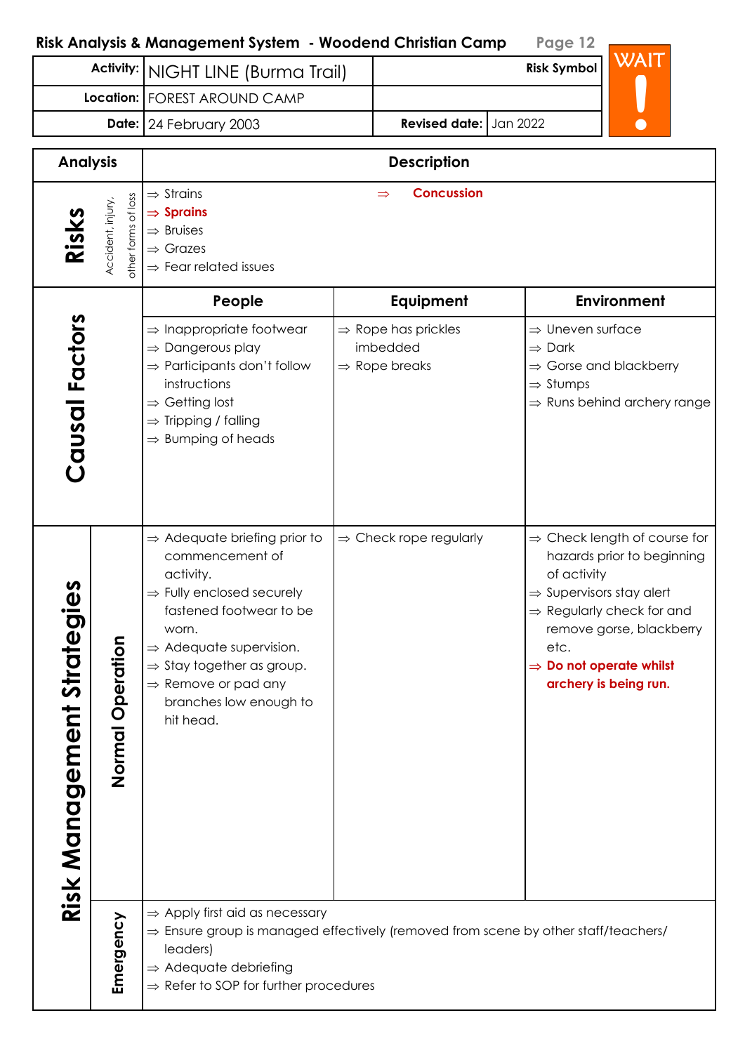## Risk Analysis & Management System - Woodend Christian Camp

| | | | |
|---|---|---|---|
| **Activity:** | NIGHT LINE (Burma Trail) | **Risk Symbol** | WAIT ! |
| **Location:** | FOREST AROUND CAMP | | |
| **Date:** | 24 February 2003 | **Revised date:** | Jan 2022 |

| Analysis | | Description | | |
|---|---|---|---|---|
| **Risks** | Accident, injury, other forms of loss | ⇒ Strains<br>⇒ **Sprains**<br>⇒ Bruises<br>⇒ Grazes<br>⇒ Fear related issues<br>⇒ **Concussion** | | |
| | | **People** | **Equipment** | **Environment** |
| **Causal Factors** | | ⇒ Inappropriate footwear<br>⇒ Dangerous play<br>⇒ Participants don't follow instructions<br>⇒ Getting lost<br>⇒ Tripping / falling<br>⇒ Bumping of heads | ⇒ Rope has prickles imbedded<br>⇒ Rope breaks | ⇒ Uneven surface<br>⇒ Dark<br>⇒ Gorse and blackberry<br>⇒ Stumps<br>⇒ Runs behind archery range |
| **Risk Management Strategies** | **Normal Operation** | ⇒ Adequate briefing prior to commencement of activity.<br>⇒ Fully enclosed securely fastened footwear to be worn.<br>⇒ Adequate supervision.<br>⇒ Stay together as group.<br>⇒ Remove or pad any branches low enough to hit head. | ⇒ Check rope regularly | ⇒ Check length of course for hazards prior to beginning of activity<br>⇒ Supervisors stay alert<br>⇒ Regularly check for and remove gorse, blackberry etc.<br>⇒ **Do not operate whilst archery is being run.** |
| | **Emergency** | ⇒ Apply first aid as necessary<br>⇒ Ensure group is managed effectively (removed from scene by other staff/teachers/ leaders)<br>⇒ Adequate debriefing<br>⇒ Refer to SOP for further procedures | | |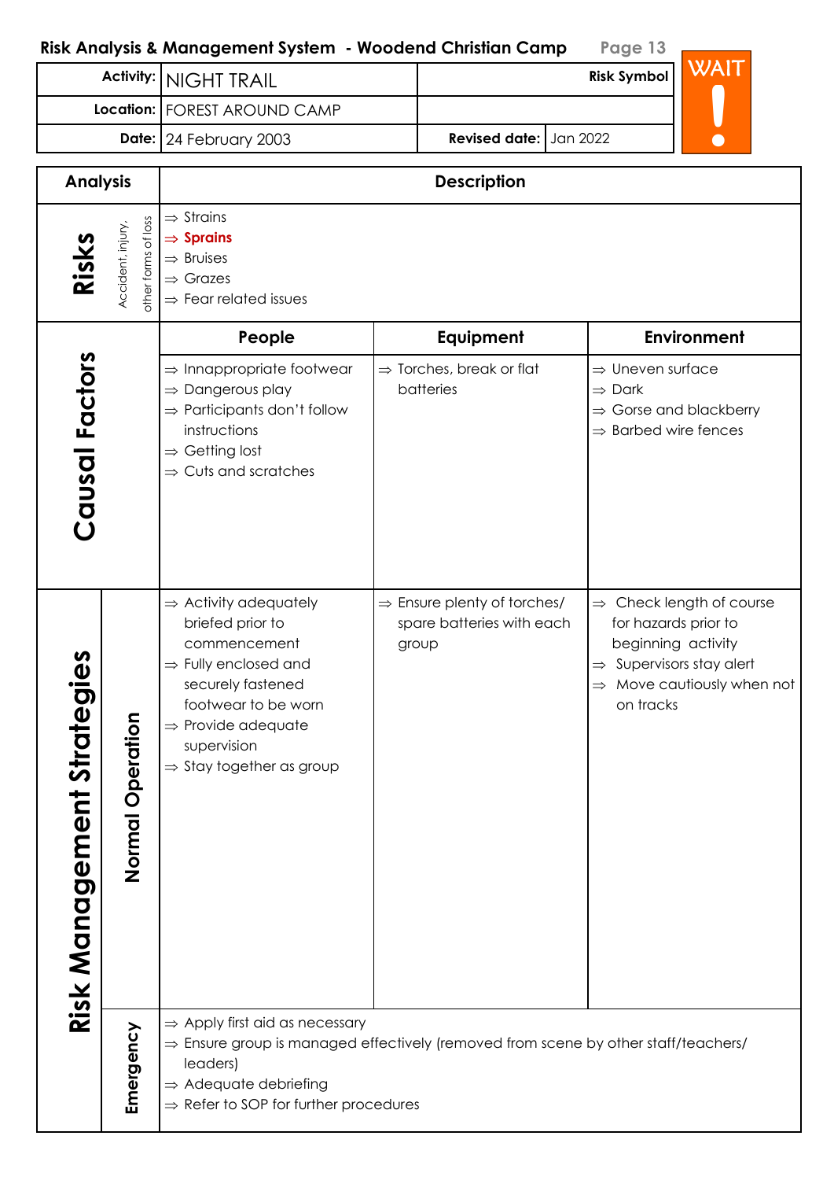## Risk Analysis & Management System - Woodend Christian Camp

| | | | |
|---|---|---|---|
| **Activity:** | NIGHT TRAIL | **Risk Symbol** | WAIT ! |
| **Location:** | FOREST AROUND CAMP | | |
| **Date:** | 24 February 2003 | **Revised date:** | Jan 2022 |

| Analysis | | Description | | |
|---|---|---|---|---|
| **Risks** | Accident, injury, other forms of loss | ⇒ Strains<br>⇒ **Sprains**<br>⇒ Bruises<br>⇒ Grazes<br>⇒ Fear related issues | | |
| | | **People** | **Equipment** | **Environment** |
| **Causal Factors** | | ⇒ Innappropriate footwear<br>⇒ Dangerous play<br>⇒ Participants don't follow instructions<br>⇒ Getting lost<br>⇒ Cuts and scratches | ⇒ Torches, break or flat batteries | ⇒ Uneven surface<br>⇒ Dark<br>⇒ Gorse and blackberry<br>⇒ Barbed wire fences |
| **Risk Management Strategies** | **Normal Operation** | ⇒ Activity adequately briefed prior to commencement<br>⇒ Fully enclosed and securely fastened footwear to be worn<br>⇒ Provide adequate supervision<br>⇒ Stay together as group | ⇒ Ensure plenty of torches/ spare batteries with each group | ⇒ Check length of course for hazards prior to beginning activity<br>⇒ Supervisors stay alert<br>⇒ Move cautiously when not on tracks |
| | **Emergency** | ⇒ Apply first aid as necessary<br>⇒ Ensure group is managed effectively (removed from scene by other staff/teachers/ leaders)<br>⇒ Adequate debriefing<br>⇒ Refer to SOP for further procedures | | |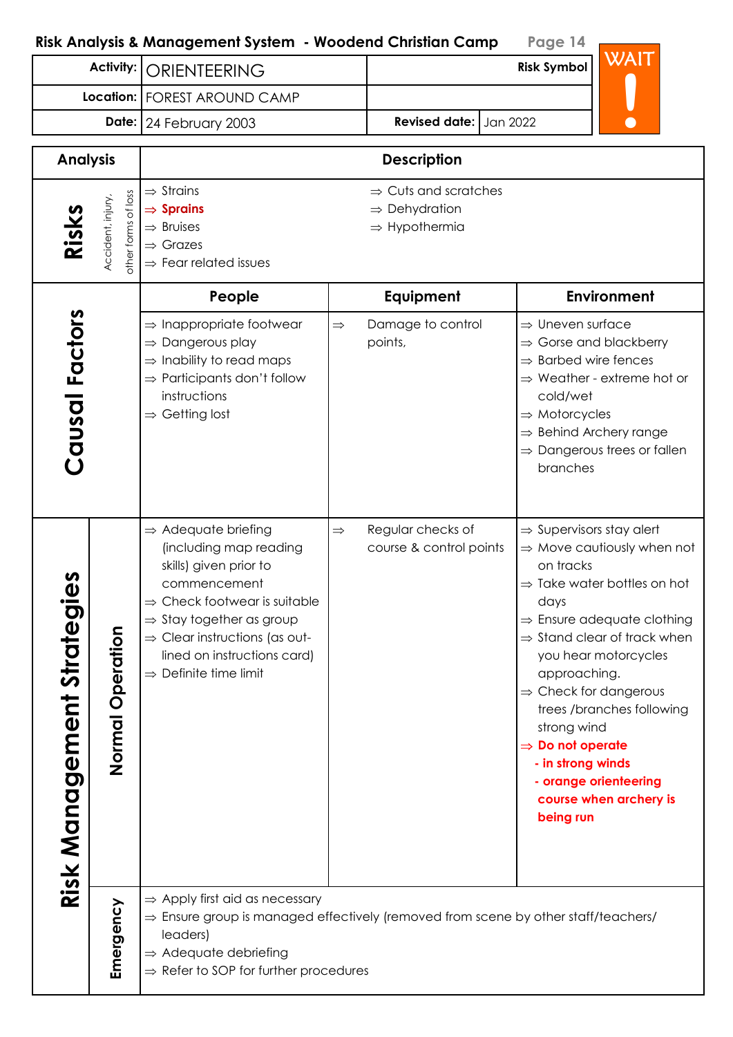## Risk Analysis & Management System - Woodend Christian Camp

| | | | |
|---|---|---|---|
| **Activity:** | ORIENTEERING | **Risk Symbol** | WAIT ! |
| **Location:** | FOREST AROUND CAMP | | |
| **Date:** | 24 February 2003 | **Revised date:** | Jan 2022 |

| Analysis | | Description | | |
|---|---|---|---|---|
| **Risks** | Accident, injury, other forms of loss | ⇒ Strains<br>⇒ **Sprains**<br>⇒ Bruises<br>⇒ Grazes<br>⇒ Fear related issues<br>⇒ Cuts and scratches<br>⇒ Dehydration<br>⇒ Hypothermia | | |
| | | **People** | **Equipment** | **Environment** |
| **Causal Factors** | | ⇒ Inappropriate footwear<br>⇒ Dangerous play<br>⇒ Inability to read maps<br>⇒ Participants don't follow instructions<br>⇒ Getting lost | ⇒ Damage to control points, | ⇒ Uneven surface<br>⇒ Gorse and blackberry<br>⇒ Barbed wire fences<br>⇒ Weather - extreme hot or cold/wet<br>⇒ Motorcycles<br>⇒ Behind Archery range<br>⇒ Dangerous trees or fallen branches |
| **Risk Management Strategies** | **Normal Operation** | ⇒ Adequate briefing (including map reading skills) given prior to commencement<br>⇒ Check footwear is suitable<br>⇒ Stay together as group<br>⇒ Clear instructions (as outlined on instructions card)<br>⇒ Definite time limit | ⇒ Regular checks of course & control points | ⇒ Supervisors stay alert<br>⇒ Move cautiously when not on tracks<br>⇒ Take water bottles on hot days<br>⇒ Ensure adequate clothing<br>⇒ Stand clear of track when you hear motorcycles approaching.<br>⇒ Check for dangerous trees /branches following strong wind<br>⇒ **Do not operate**<br>**- in strong winds**<br>**- orange orienteering course when archery is being run** |
| | **Emergency** | ⇒ Apply first aid as necessary<br>⇒ Ensure group is managed effectively (removed from scene by other staff/teachers/ leaders)<br>⇒ Adequate debriefing<br>⇒ Refer to SOP for further procedures | | |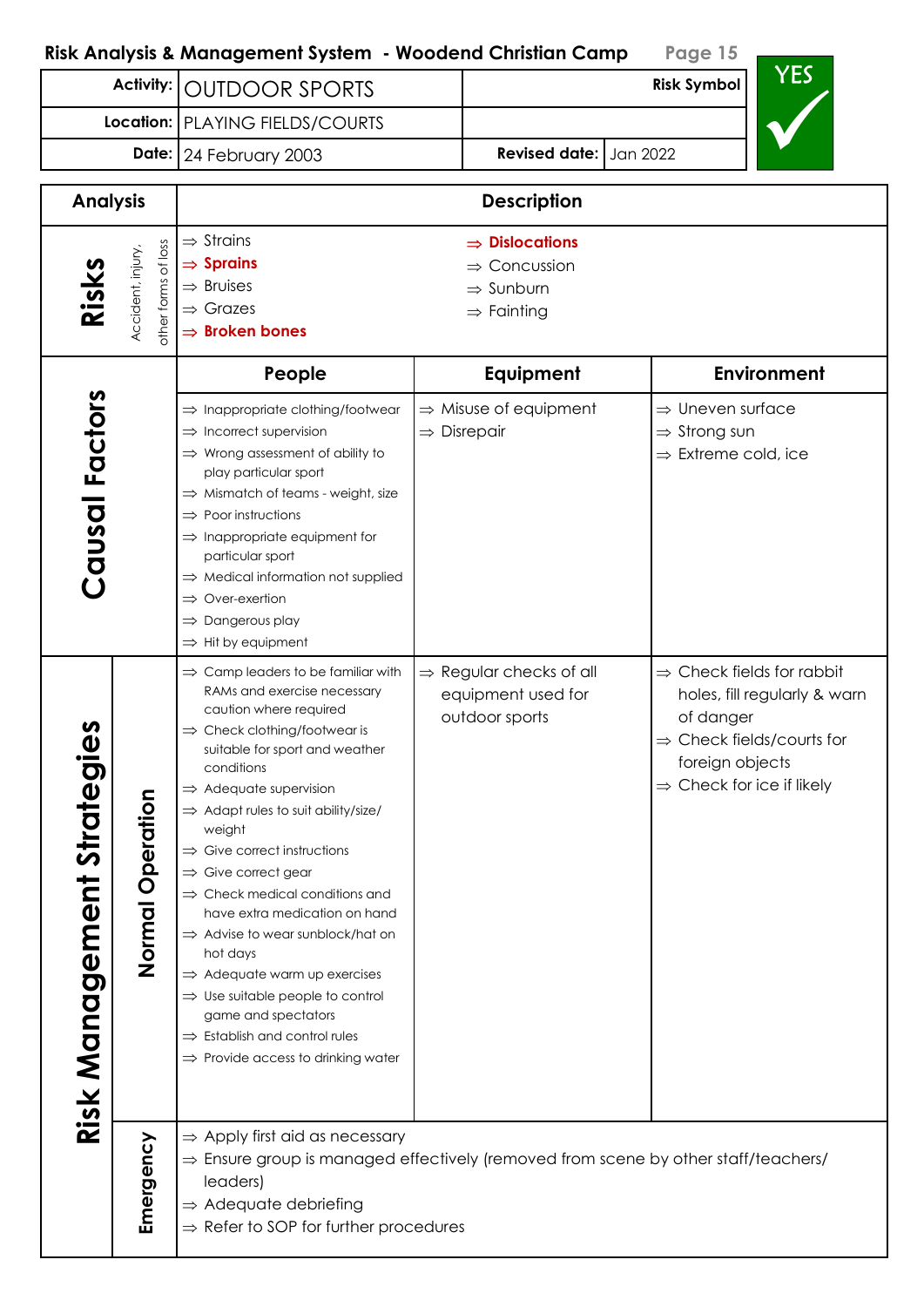## Risk Analysis & Management System - Woodend Christian Camp

| | | | |
|---|---|---|---|
| **Activity:** | OUTDOOR SPORTS | **Risk Symbol** | YES ✓ |
| **Location:** | PLAYING FIELDS/COURTS | | |
| **Date:** | 24 February 2003 | **Revised date:** | Jan 2022 |

| Analysis | Description | | |
|---|---|---|---|
| **Risks** (Accident, injury, other forms of loss) | ⇒ Strains<br>⇒ **Sprains**<br>⇒ Bruises<br>⇒ Grazes<br>⇒ **Broken bones** | ⇒ **Dislocations**<br>⇒ Concussion<br>⇒ Sunburn<br>⇒ Fainting | |
| | **People** | **Equipment** | **Environment** |
| **Causal Factors** | ⇒ Inappropriate clothing/footwear<br>⇒ Incorrect supervision<br>⇒ Wrong assessment of ability to play particular sport<br>⇒ Mismatch of teams - weight, size<br>⇒ Poor instructions<br>⇒ Inappropriate equipment for particular sport<br>⇒ Medical information not supplied<br>⇒ Over-exertion<br>⇒ Dangerous play<br>⇒ Hit by equipment | ⇒ Misuse of equipment<br>⇒ Disrepair | ⇒ Uneven surface<br>⇒ Strong sun<br>⇒ Extreme cold, ice |
| **Risk Management Strategies – Normal Operation** | ⇒ Camp leaders to be familiar with RAMs and exercise necessary caution where required<br>⇒ Check clothing/footwear is suitable for sport and weather conditions<br>⇒ Adequate supervision<br>⇒ Adapt rules to suit ability/size/ weight<br>⇒ Give correct instructions<br>⇒ Give correct gear<br>⇒ Check medical conditions and have extra medication on hand<br>⇒ Advise to wear sunblock/hat on hot days<br>⇒ Adequate warm up exercises<br>⇒ Use suitable people to control game and spectators<br>⇒ Establish and control rules<br>⇒ Provide access to drinking water | ⇒ Regular checks of all equipment used for outdoor sports | ⇒ Check fields for rabbit holes, fill regularly & warn of danger<br>⇒ Check fields/courts for foreign objects<br>⇒ Check for ice if likely |
| **Risk Management Strategies – Emergency** | ⇒ Apply first aid as necessary<br>⇒ Ensure group is managed effectively (removed from scene by other staff/teachers/ leaders)<br>⇒ Adequate debriefing<br>⇒ Refer to SOP for further procedures | | |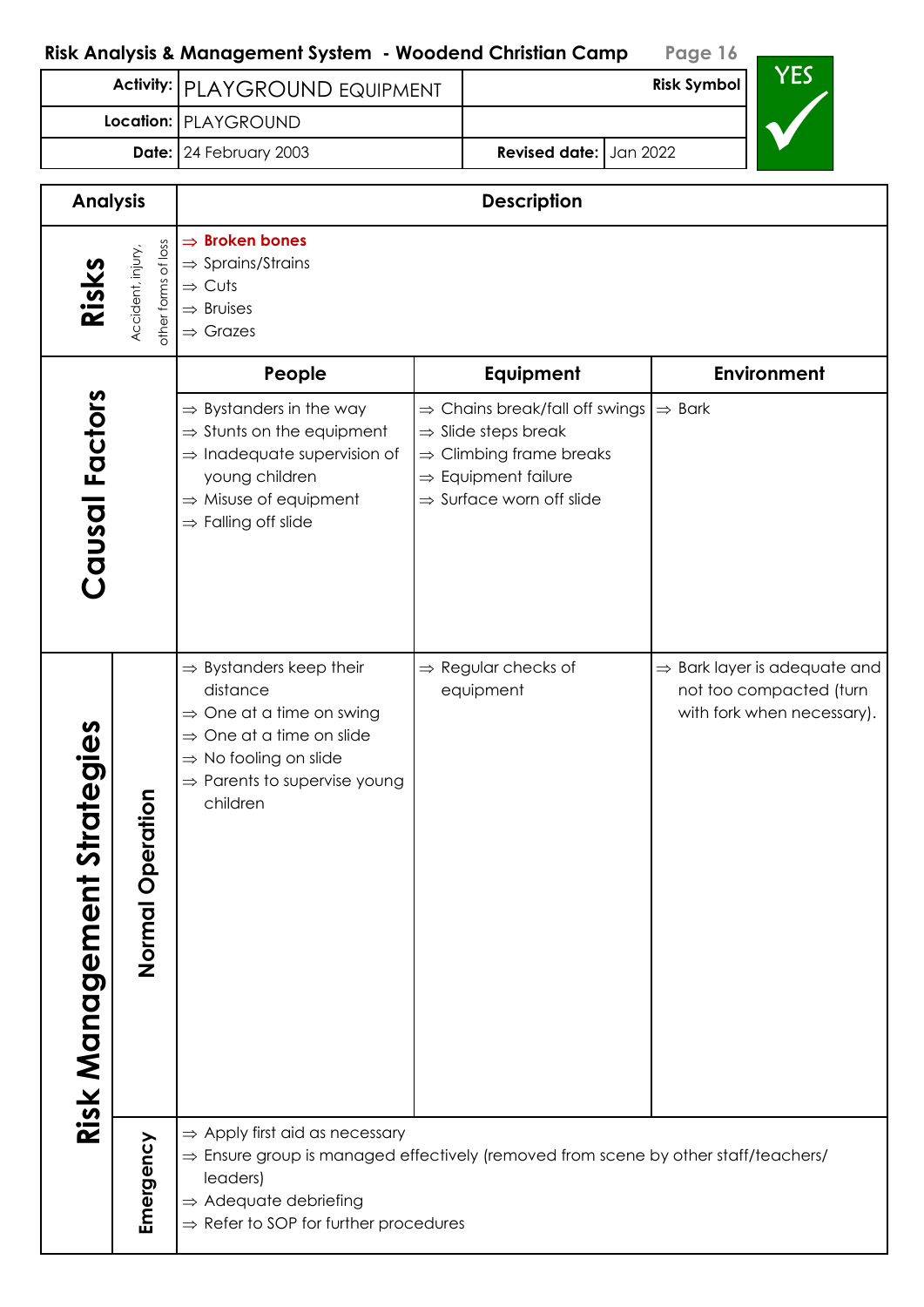## Risk Analysis & Management System - Woodend Christian Camp

| | | | |
|---|---|---|---|
| **Activity:** | PLAYGROUND EQUIPMENT | **Risk Symbol** | YES ✓ |
| **Location:** | PLAYGROUND | | |
| **Date:** | 24 February 2003 | **Revised date:** | Jan 2022 |

| Analysis | | Description | | |
|---|---|---|---|---|
| **Risks** | Accident, injury, other forms of loss | ⇒ **Broken bones**<br>⇒ Sprains/Strains<br>⇒ Cuts<br>⇒ Bruises<br>⇒ Grazes | | |
| | | **People** | **Equipment** | **Environment** |
| **Causal Factors** | | ⇒ Bystanders in the way<br>⇒ Stunts on the equipment<br>⇒ Inadequate supervision of young children<br>⇒ Misuse of equipment<br>⇒ Falling off slide | ⇒ Chains break/fall off swings<br>⇒ Slide steps break<br>⇒ Climbing frame breaks<br>⇒ Equipment failure<br>⇒ Surface worn off slide | ⇒ Bark |
| **Risk Management Strategies** | **Normal Operation** | ⇒ Bystanders keep their distance<br>⇒ One at a time on swing<br>⇒ One at a time on slide<br>⇒ No fooling on slide<br>⇒ Parents to supervise young children | ⇒ Regular checks of equipment | ⇒ Bark layer is adequate and not too compacted (turn with fork when necessary). |
| | **Emergency** | ⇒ Apply first aid as necessary<br>⇒ Ensure group is managed effectively (removed from scene by other staff/teachers/ leaders)<br>⇒ Adequate debriefing<br>⇒ Refer to SOP for further procedures | | |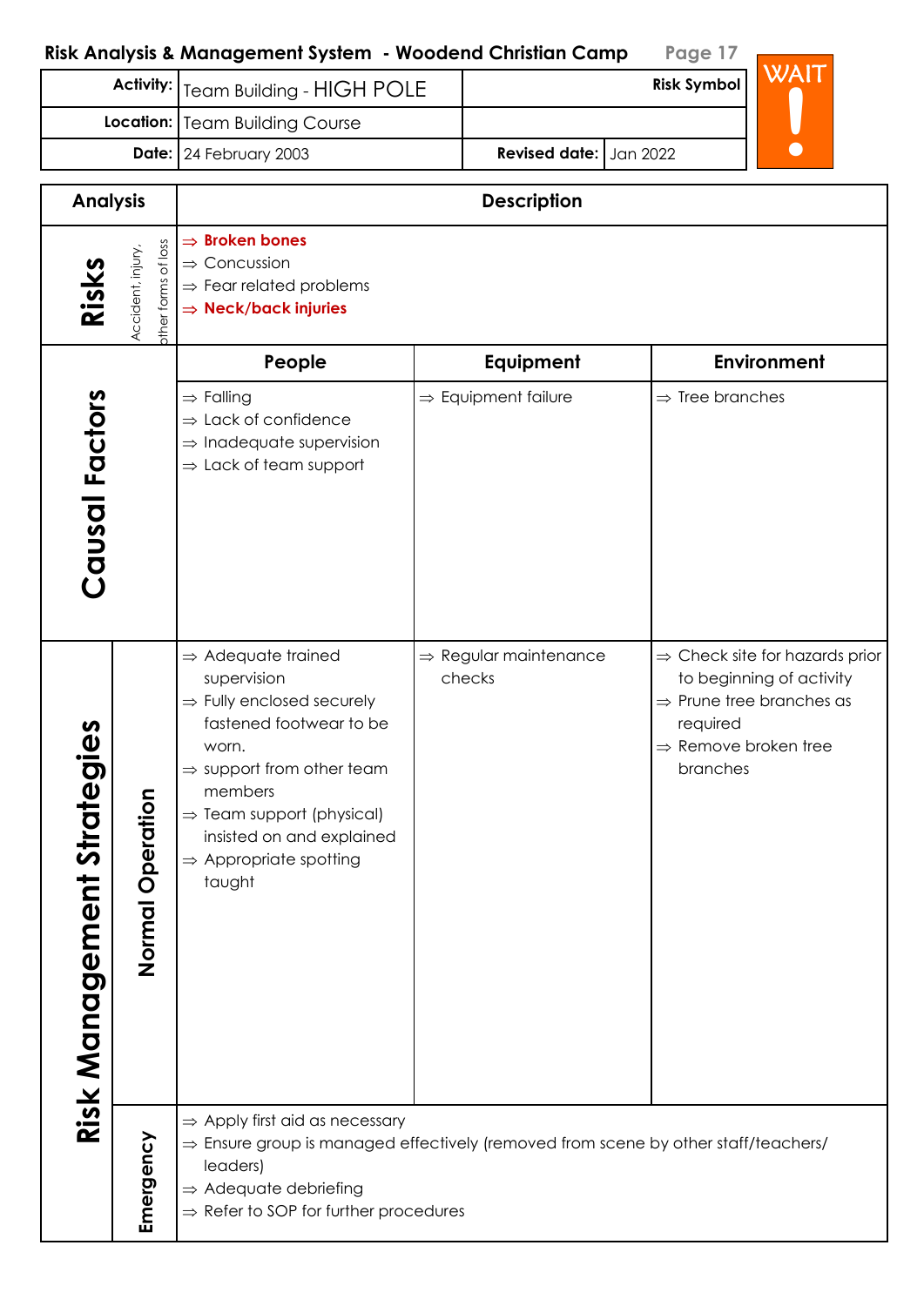## Risk Analysis & Management System - Woodend Christian Camp

| **Activity:** | Team Building - HIGH POLE | **Risk Symbol** | |
|---|---|---|---|
| **Location:** | Team Building Course | | |
| **Date:** | 24 February 2003 | **Revised date:** | Jan 2022 |

Risk Symbol: WAIT !

| Analysis | | Description | | |
|---|---|---|---|---|
| **Risks** | Accident, injury, other forms of loss | ⇒ **Broken bones**<br>⇒ Concussion<br>⇒ Fear related problems<br>⇒ **Neck/back injuries** | | |
| | | **People** | **Equipment** | **Environment** |
| **Causal Factors** | | ⇒ Falling<br>⇒ Lack of confidence<br>⇒ Inadequate supervision<br>⇒ Lack of team support | ⇒ Equipment failure | ⇒ Tree branches |
| **Risk Management Strategies** | **Normal Operation** | ⇒ Adequate trained supervision<br>⇒ Fully enclosed securely fastened footwear to be worn.<br>⇒ support from other team members<br>⇒ Team support (physical) insisted on and explained<br>⇒ Appropriate spotting taught | ⇒ Regular maintenance checks | ⇒ Check site for hazards prior to beginning of activity<br>⇒ Prune tree branches as required<br>⇒ Remove broken tree branches |
| | **Emergency** | ⇒ Apply first aid as necessary<br>⇒ Ensure group is managed effectively (removed from scene by other staff/teachers/ leaders)<br>⇒ Adequate debriefing<br>⇒ Refer to SOP for further procedures | | |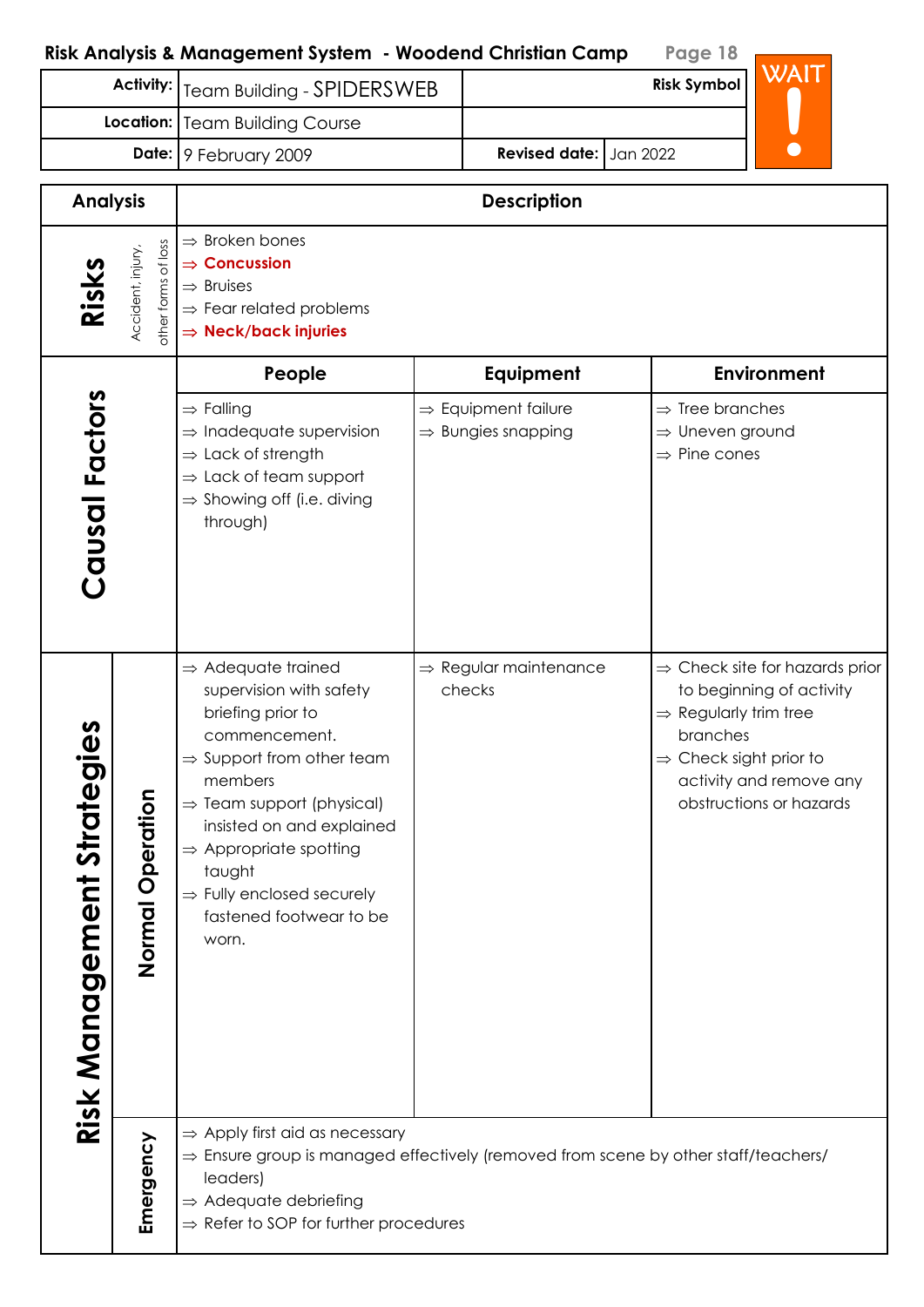## Risk Analysis & Management System - Woodend Christian Camp

| Activity: | Team Building - SPIDERSWEB | Risk Symbol |
|---|---|---|
| Location: | Team Building Course | |
| Date: | 9 February 2009 | Revised date: Jan 2022 |

**WAIT !**

| Analysis | | Description | | |
|---|---|---|---|---|
| **Risks** | Accident, injury, other forms of loss | ⇒ Broken bones<br>⇒ **Concussion**<br>⇒ Bruises<br>⇒ Fear related problems<br>⇒ **Neck/back injuries** | | |
| | | **People** | **Equipment** | **Environment** |
| **Causal Factors** | | ⇒ Falling<br>⇒ Inadequate supervision<br>⇒ Lack of strength<br>⇒ Lack of team support<br>⇒ Showing off (i.e. diving through) | ⇒ Equipment failure<br>⇒ Bungies snapping | ⇒ Tree branches<br>⇒ Uneven ground<br>⇒ Pine cones |
| **Risk Management Strategies** | **Normal Operation** | ⇒ Adequate trained supervision with safety briefing prior to commencement.<br>⇒ Support from other team members<br>⇒ Team support (physical) insisted on and explained<br>⇒ Appropriate spotting taught<br>⇒ Fully enclosed securely fastened footwear to be worn. | ⇒ Regular maintenance checks | ⇒ Check site for hazards prior to beginning of activity<br>⇒ Regularly trim tree branches<br>⇒ Check sight prior to activity and remove any obstructions or hazards |
| | **Emergency** | ⇒ Apply first aid as necessary<br>⇒ Ensure group is managed effectively (removed from scene by other staff/teachers/ leaders)<br>⇒ Adequate debriefing<br>⇒ Refer to SOP for further procedures | | |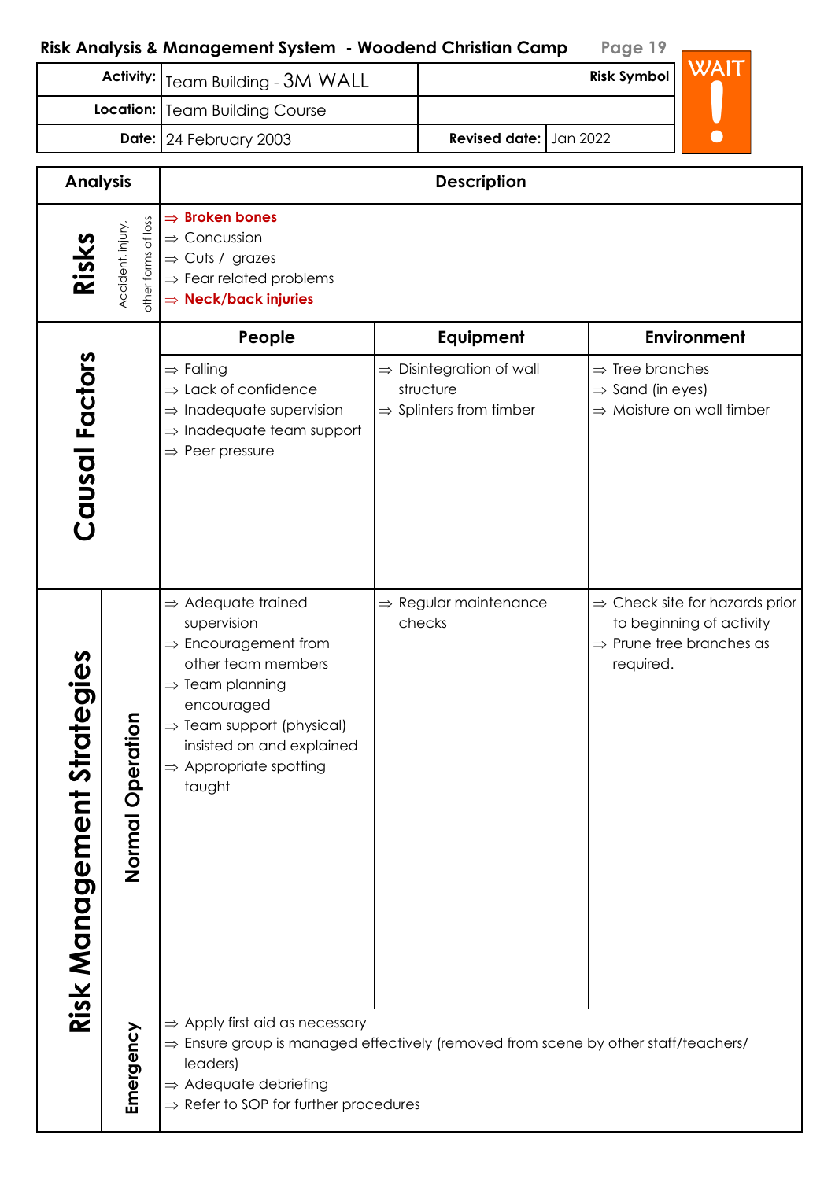## Risk Analysis & Management System - Woodend Christian Camp

| | | | |
|---|---|---|---|
| **Activity:** | Team Building - 3M WALL | **Risk Symbol** | WAIT ! |
| **Location:** | Team Building Course | | |
| **Date:** | 24 February 2003 | **Revised date:** | Jan 2022 |

| Analysis | | Description | | |
|---|---|---|---|---|
| **Risks** | Accident, injury, other forms of loss | ⇒ **Broken bones**<br>⇒ Concussion<br>⇒ Cuts / grazes<br>⇒ Fear related problems<br>⇒ **Neck/back injuries** | | |
| | | **People** | **Equipment** | **Environment** |
| **Causal Factors** | | ⇒ Falling<br>⇒ Lack of confidence<br>⇒ Inadequate supervision<br>⇒ Inadequate team support<br>⇒ Peer pressure | ⇒ Disintegration of wall structure<br>⇒ Splinters from timber | ⇒ Tree branches<br>⇒ Sand (in eyes)<br>⇒ Moisture on wall timber |
| **Risk Management Strategies** | **Normal Operation** | ⇒ Adequate trained supervision<br>⇒ Encouragement from other team members<br>⇒ Team planning encouraged<br>⇒ Team support (physical) insisted on and explained<br>⇒ Appropriate spotting taught | ⇒ Regular maintenance checks | ⇒ Check site for hazards prior to beginning of activity<br>⇒ Prune tree branches as required. |
| | **Emergency** | ⇒ Apply first aid as necessary<br>⇒ Ensure group is managed effectively (removed from scene by other staff/teachers/ leaders)<br>⇒ Adequate debriefing<br>⇒ Refer to SOP for further procedures | | |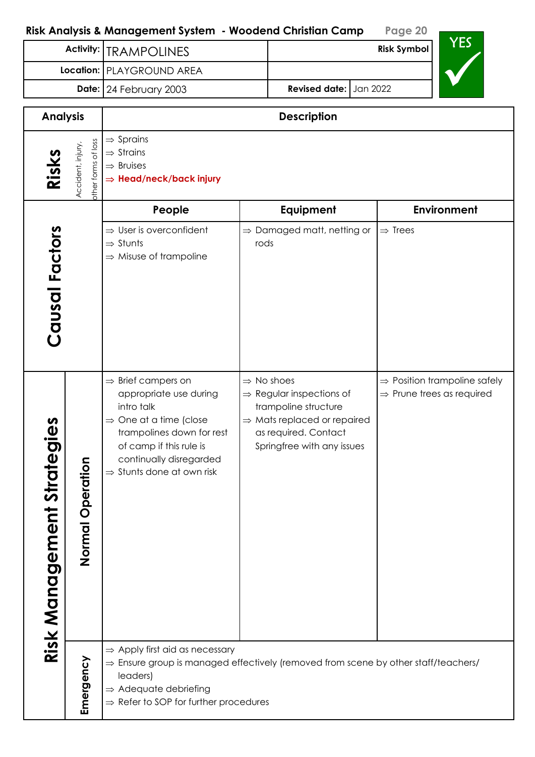## Risk Analysis & Management System - Woodend Christian Camp

| | | | |
|---|---|---|---|
| **Activity:** | TRAMPOLINES | **Risk Symbol** | YES ✓ |
| **Location:** | PLAYGROUND AREA | | |
| **Date:** | 24 February 2003 | **Revised date:** | Jan 2022 |

| Analysis | | Description | | |
|---|---|---|---|---|
| **Risks** | Accident, injury, other forms of loss | ⇒ Sprains<br>⇒ Strains<br>⇒ Bruises<br>⇒ **Head/neck/back injury** | | |
| | | **People** | **Equipment** | **Environment** |
| **Causal Factors** | | ⇒ User is overconfident<br>⇒ Stunts<br>⇒ Misuse of trampoline | ⇒ Damaged matt, netting or rods | ⇒ Trees |
| **Risk Management Strategies** | **Normal Operation** | ⇒ Brief campers on appropriate use during intro talk<br>⇒ One at a time (close trampolines down for rest of camp if this rule is continually disregarded<br>⇒ Stunts done at own risk | ⇒ No shoes<br>⇒ Regular inspections of trampoline structure<br>⇒ Mats replaced or repaired as required. Contact Springfree with any issues | ⇒ Position trampoline safely<br>⇒ Prune trees as required |
| | **Emergency** | ⇒ Apply first aid as necessary<br>⇒ Ensure group is managed effectively (removed from scene by other staff/teachers/ leaders)<br>⇒ Adequate debriefing<br>⇒ Refer to SOP for further procedures | | |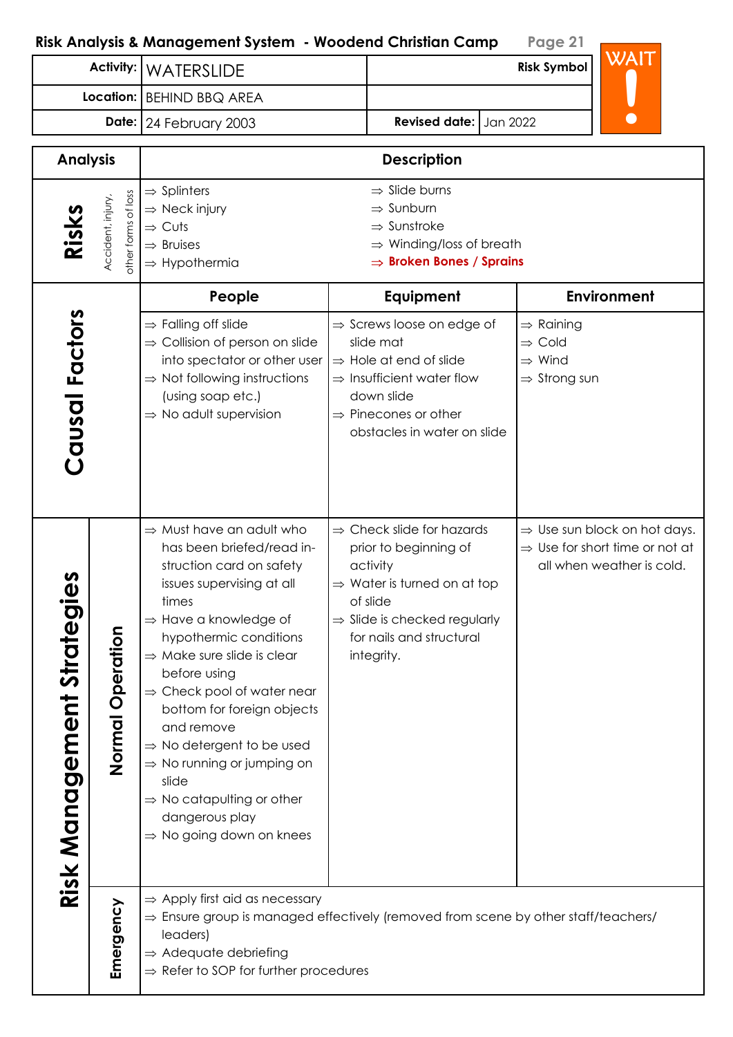## Risk Analysis & Management System - Woodend Christian Camp

| | | | |
|---|---|---|---|
| **Activity:** | WATERSLIDE | **Risk Symbol** | WAIT ! |
| **Location:** | BEHIND BBQ AREA | | |
| **Date:** | 24 February 2003 | **Revised date:** | Jan 2022 |

| Analysis | | Description | | |
|---|---|---|---|---|
| **Risks** | Accident, injury, other forms of loss | ⇒ Splinters<br>⇒ Neck injury<br>⇒ Cuts<br>⇒ Bruises<br>⇒ Hypothermia<br>⇒ Slide burns<br>⇒ Sunburn<br>⇒ Sunstroke<br>⇒ Winding/loss of breath<br>⇒ **Broken Bones / Sprains** | | |
| | | **People** | **Equipment** | **Environment** |
| **Causal Factors** | | ⇒ Falling off slide<br>⇒ Collision of person on slide into spectator or other user<br>⇒ Not following instructions (using soap etc.)<br>⇒ No adult supervision | ⇒ Screws loose on edge of slide mat<br>⇒ Hole at end of slide<br>⇒ Insufficient water flow down slide<br>⇒ Pinecones or other obstacles in water on slide | ⇒ Raining<br>⇒ Cold<br>⇒ Wind<br>⇒ Strong sun |
| **Risk Management Strategies** | **Normal Operation** | ⇒ Must have an adult who has briefed/read instruction card on safety issues supervising at all times<br>⇒ Have a knowledge of hypothermic conditions<br>⇒ Make sure slide is clear before using<br>⇒ Check pool of water near bottom for foreign objects and remove<br>⇒ No detergent to be used<br>⇒ No running or jumping on slide<br>⇒ No catapulting or other dangerous play<br>⇒ No going down on knees | ⇒ Check slide for hazards prior to beginning of activity<br>⇒ Water is turned on at top of slide<br>⇒ Slide is checked regularly for nails and structural integrity. | ⇒ Use sun block on hot days.<br>⇒ Use for short time or not at all when weather is cold. |
| | **Emergency** | ⇒ Apply first aid as necessary<br>⇒ Ensure group is managed effectively (removed from scene by other staff/teachers/leaders)<br>⇒ Adequate debriefing<br>⇒ Refer to SOP for further procedures | | |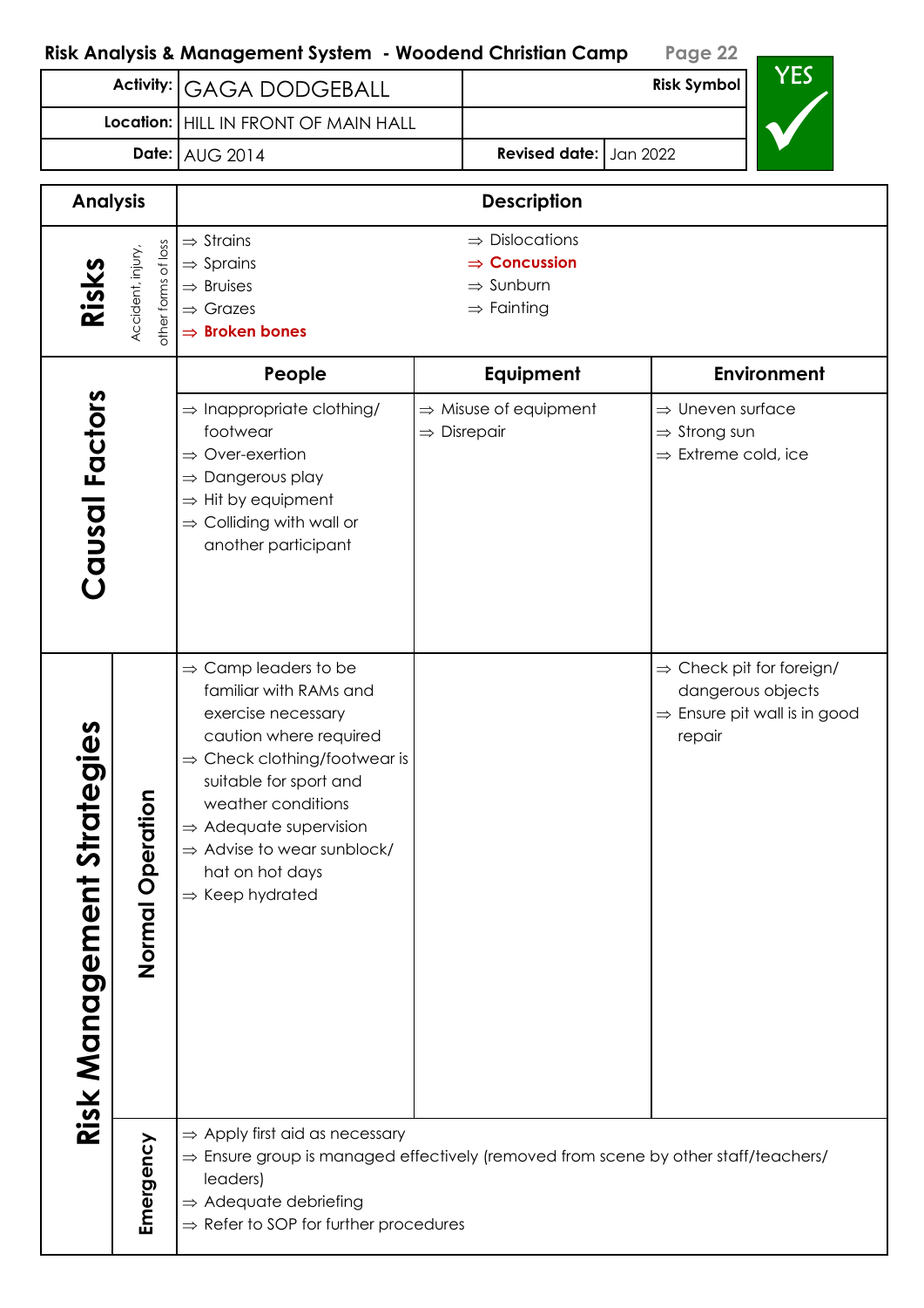## Risk Analysis & Management System - Woodend Christian Camp

| | | | |
|---|---|---|---|
| **Activity:** | GAGA DODGEBALL | **Risk Symbol** | YES ✓ |
| **Location:** | HILL IN FRONT OF MAIN HALL | | |
| **Date:** | AUG 2014 | **Revised date:** | Jan 2022 |

| Analysis | | Description | | |
|---|---|---|---|---|
| **Risks** | Accident, injury, other forms of loss | ⇒ Strains<br>⇒ Sprains<br>⇒ Bruises<br>⇒ Grazes<br>⇒ **Broken bones** | ⇒ Dislocations<br>⇒ **Concussion**<br>⇒ Sunburn<br>⇒ Fainting | |
| | | **People** | **Equipment** | **Environment** |
| **Causal Factors** | | ⇒ Inappropriate clothing/ footwear<br>⇒ Over-exertion<br>⇒ Dangerous play<br>⇒ Hit by equipment<br>⇒ Colliding with wall or another participant | ⇒ Misuse of equipment<br>⇒ Disrepair | ⇒ Uneven surface<br>⇒ Strong sun<br>⇒ Extreme cold, ice |
| **Risk Management Strategies** | **Normal Operation** | ⇒ Camp leaders to be familiar with RAMs and exercise necessary caution where required<br>⇒ Check clothing/footwear is suitable for sport and weather conditions<br>⇒ Adequate supervision<br>⇒ Advise to wear sunblock/ hat on hot days<br>⇒ Keep hydrated | | ⇒ Check pit for foreign/ dangerous objects<br>⇒ Ensure pit wall is in good repair |
| | **Emergency** | ⇒ Apply first aid as necessary<br>⇒ Ensure group is managed effectively (removed from scene by other staff/teachers/ leaders)<br>⇒ Adequate debriefing<br>⇒ Refer to SOP for further procedures | | |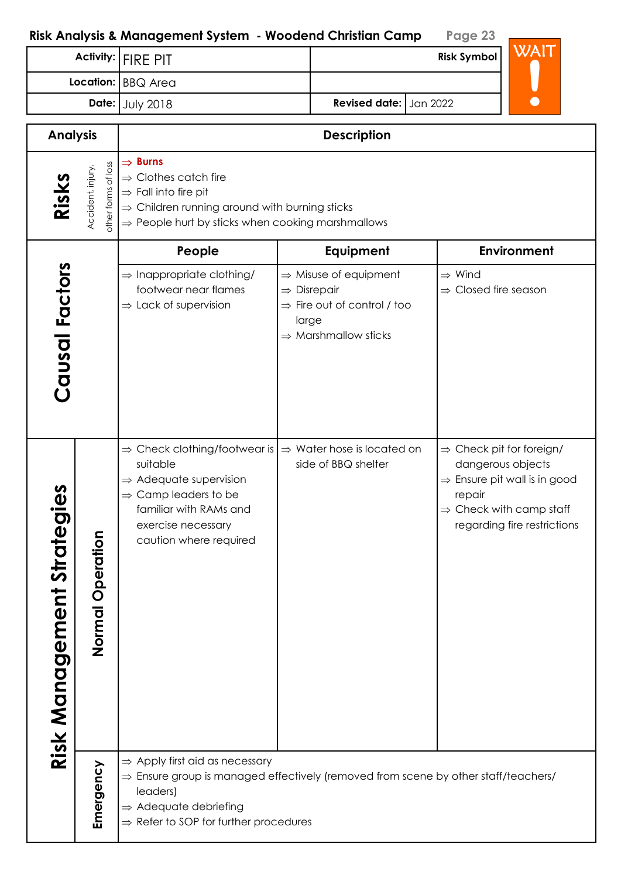## Risk Analysis & Management System - Woodend Christian Camp

| | | | |
|---|---|---|---|
| **Activity:** | FIRE PIT | **Risk Symbol** | WAIT ! |
| **Location:** | BBQ Area | | |
| **Date:** | July 2018 | **Revised date:** | Jan 2022 |

| Analysis | | Description | | |
|---|---|---|---|---|
| **Risks** | Accident, injury, other forms of loss | ⇒ **Burns**<br>⇒ Clothes catch fire<br>⇒ Fall into fire pit<br>⇒ Children running around with burning sticks<br>⇒ People hurt by sticks when cooking marshmallows | | |
| | | **People** | **Equipment** | **Environment** |
| **Causal Factors** | | ⇒ Inappropriate clothing/ footwear near flames<br>⇒ Lack of supervision | ⇒ Misuse of equipment<br>⇒ Disrepair<br>⇒ Fire out of control / too large<br>⇒ Marshmallow sticks | ⇒ Wind<br>⇒ Closed fire season |
| **Risk Management Strategies** | **Normal Operation** | ⇒ Check clothing/footwear is suitable<br>⇒ Adequate supervision<br>⇒ Camp leaders to be familiar with RAMs and exercise necessary caution where required | ⇒ Water hose is located on side of BBQ shelter | ⇒ Check pit for foreign/ dangerous objects<br>⇒ Ensure pit wall is in good repair<br>⇒ Check with camp staff regarding fire restrictions |
| | **Emergency** | ⇒ Apply first aid as necessary<br>⇒ Ensure group is managed effectively (removed from scene by other staff/teachers/ leaders)<br>⇒ Adequate debriefing<br>⇒ Refer to SOP for further procedures | | |